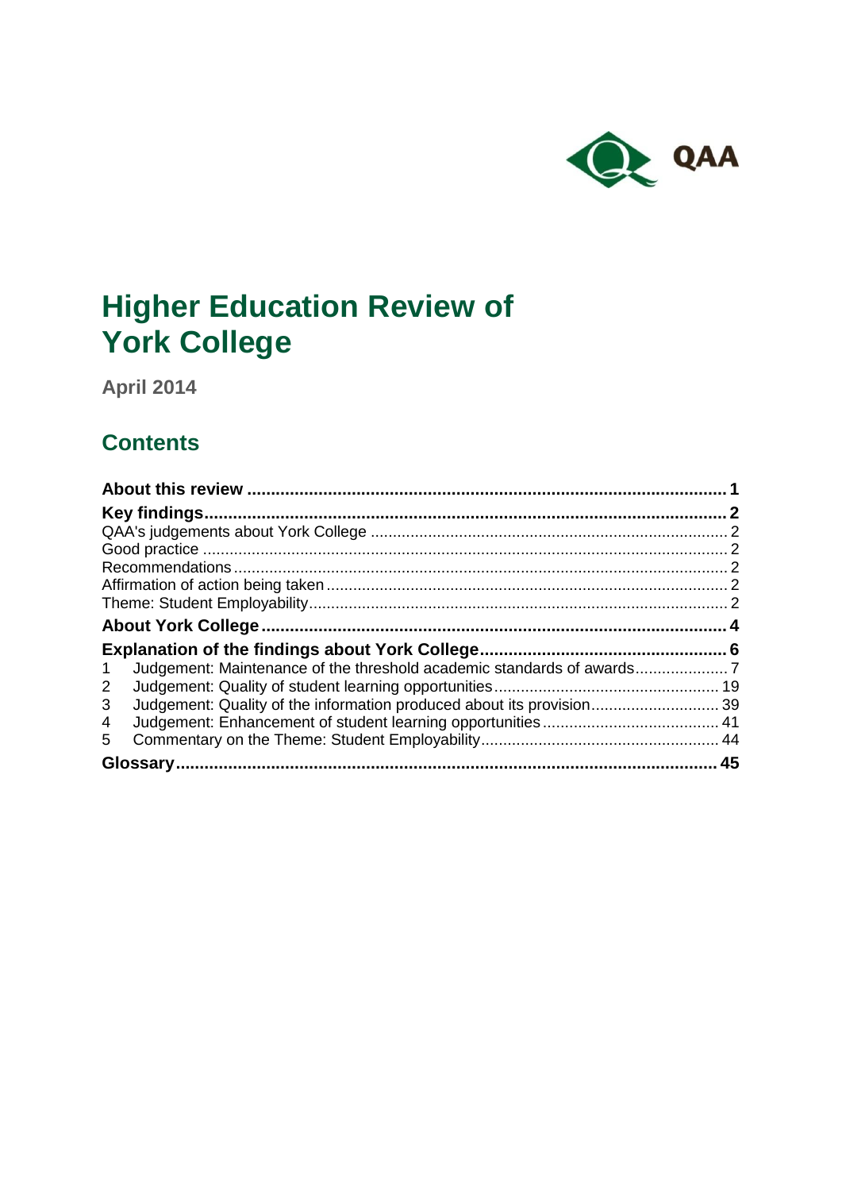QAA

# Higher Education Review of York College

**April 2014**

## Contents

**About this review** ..... **1**

**Key findings** ..... **2**

QAA's judgements about York College ..... 2
Good practice ..... 2
Recommendations ..... 2
Affirmation of action being taken ..... 2
Theme: Student Employability ..... 2

**About York College** ..... **4**

**Explanation of the findings about York College** ..... **6**

1 Judgement: Maintenance of the threshold academic standards of awards ..... 7
2 Judgement: Quality of student learning opportunities ..... 19
3 Judgement: Quality of the information produced about its provision ..... 39
4 Judgement: Enhancement of student learning opportunities ..... 41
5 Commentary on the Theme: Student Employability ..... 44

**Glossary** ..... **45**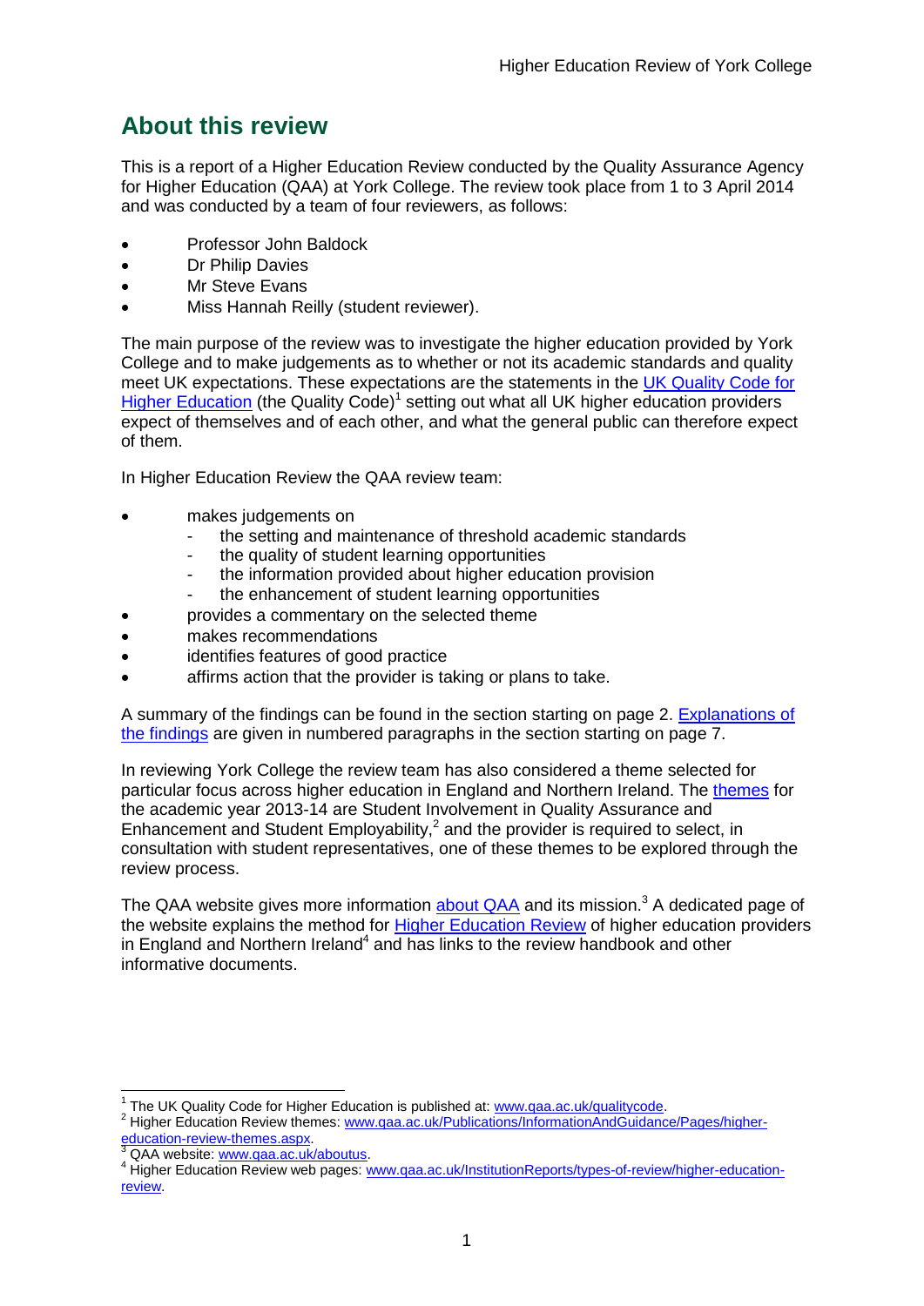## About this review

This is a report of a Higher Education Review conducted by the Quality Assurance Agency for Higher Education (QAA) at York College. The review took place from 1 to 3 April 2014 and was conducted by a team of four reviewers, as follows:

- Professor John Baldock
- Dr Philip Davies
- Mr Steve Evans
- Miss Hannah Reilly (student reviewer).

The main purpose of the review was to investigate the higher education provided by York College and to make judgements as to whether or not its academic standards and quality meet UK expectations. These expectations are the statements in the UK Quality Code for Higher Education (the Quality Code)[1] setting out what all UK higher education providers expect of themselves and of each other, and what the general public can therefore expect of them.

In Higher Education Review the QAA review team:

- makes judgements on
  - the setting and maintenance of threshold academic standards
  - the quality of student learning opportunities
  - the information provided about higher education provision
  - the enhancement of student learning opportunities
- provides a commentary on the selected theme
- makes recommendations
- identifies features of good practice
- affirms action that the provider is taking or plans to take.

A summary of the findings can be found in the section starting on page 2. Explanations of the findings are given in numbered paragraphs in the section starting on page 7.

In reviewing York College the review team has also considered a theme selected for particular focus across higher education in England and Northern Ireland. The themes for the academic year 2013-14 are Student Involvement in Quality Assurance and Enhancement and Student Employability,[2] and the provider is required to select, in consultation with student representatives, one of these themes to be explored through the review process.

The QAA website gives more information about QAA and its mission.[3] A dedicated page of the website explains the method for Higher Education Review of higher education providers in England and Northern Ireland[4] and has links to the review handbook and other informative documents.

---

[1] The UK Quality Code for Higher Education is published at: www.qaa.ac.uk/qualitycode.

[2] Higher Education Review themes: www.qaa.ac.uk/Publications/InformationAndGuidance/Pages/higher-education-review-themes.aspx.

[3] QAA website: www.qaa.ac.uk/aboutus.

[4] Higher Education Review web pages: www.qaa.ac.uk/InstitutionReports/types-of-review/higher-education-review.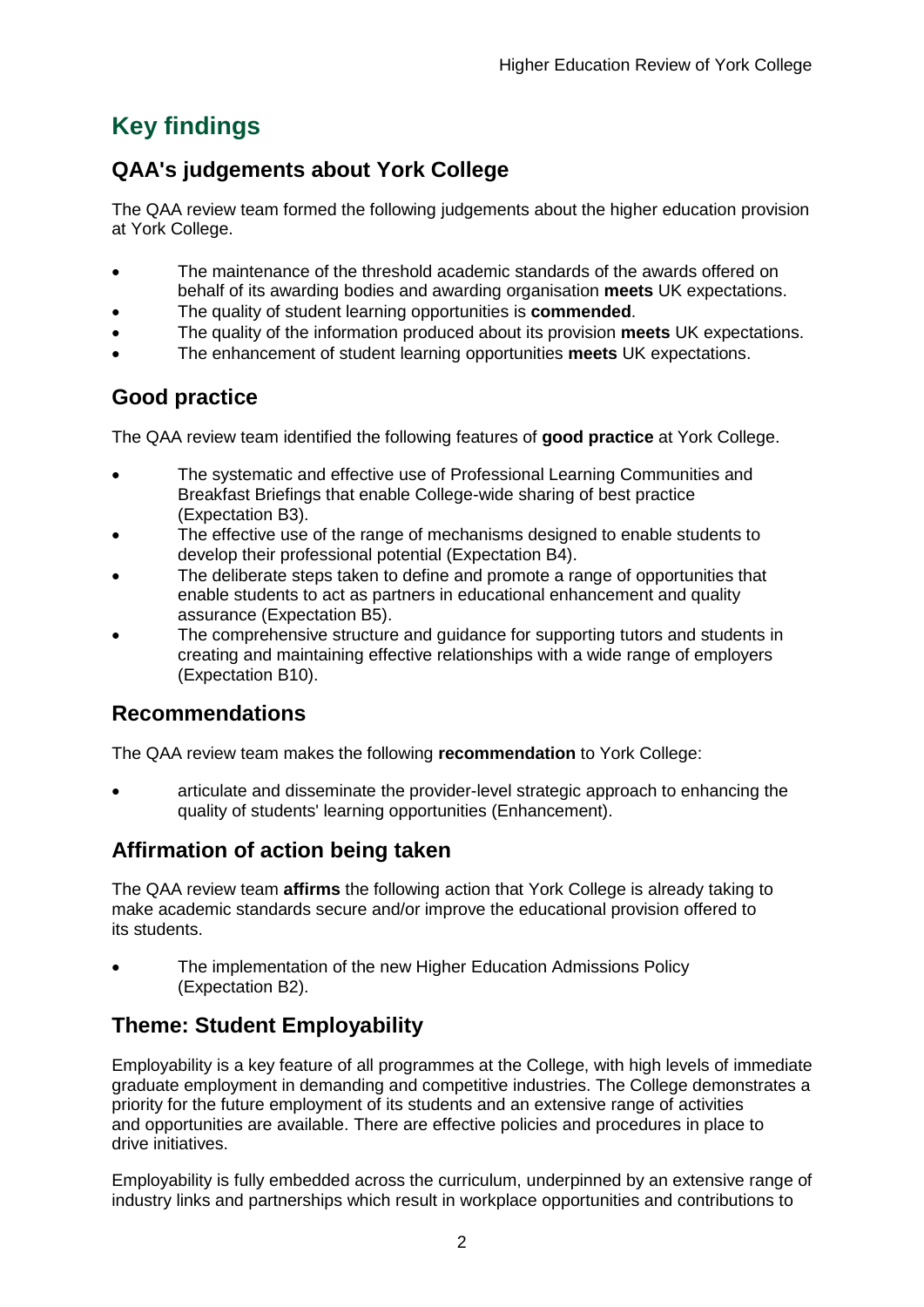## Key findings

### QAA's judgements about York College

The QAA review team formed the following judgements about the higher education provision at York College.

- The maintenance of the threshold academic standards of the awards offered on behalf of its awarding bodies and awarding organisation **meets** UK expectations.
- The quality of student learning opportunities is **commended**.
- The quality of the information produced about its provision **meets** UK expectations.
- The enhancement of student learning opportunities **meets** UK expectations.

### Good practice

The QAA review team identified the following features of **good practice** at York College.

- The systematic and effective use of Professional Learning Communities and Breakfast Briefings that enable College-wide sharing of best practice (Expectation B3).
- The effective use of the range of mechanisms designed to enable students to develop their professional potential (Expectation B4).
- The deliberate steps taken to define and promote a range of opportunities that enable students to act as partners in educational enhancement and quality assurance (Expectation B5).
- The comprehensive structure and guidance for supporting tutors and students in creating and maintaining effective relationships with a wide range of employers (Expectation B10).

### Recommendations

The QAA review team makes the following **recommendation** to York College:

- articulate and disseminate the provider-level strategic approach to enhancing the quality of students' learning opportunities (Enhancement).

### Affirmation of action being taken

The QAA review team **affirms** the following action that York College is already taking to make academic standards secure and/or improve the educational provision offered to its students.

- The implementation of the new Higher Education Admissions Policy (Expectation B2).

### Theme: Student Employability

Employability is a key feature of all programmes at the College, with high levels of immediate graduate employment in demanding and competitive industries. The College demonstrates a priority for the future employment of its students and an extensive range of activities and opportunities are available. There are effective policies and procedures in place to drive initiatives.

Employability is fully embedded across the curriculum, underpinned by an extensive range of industry links and partnerships which result in workplace opportunities and contributions to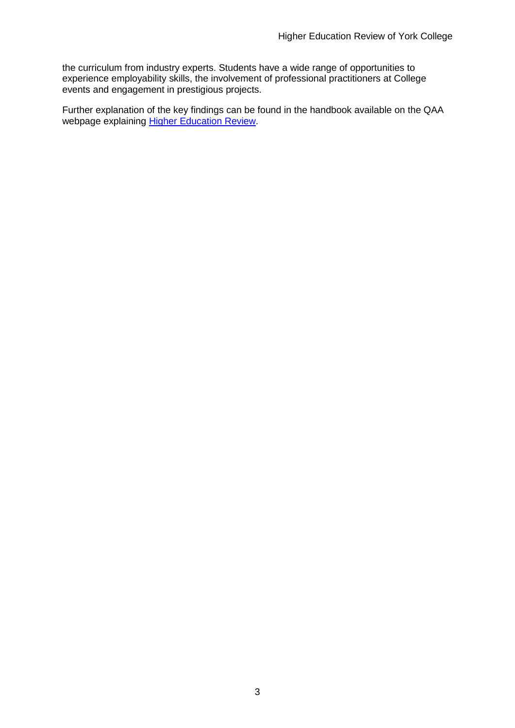the curriculum from industry experts. Students have a wide range of opportunities to experience employability skills, the involvement of professional practitioners at College events and engagement in prestigious projects.

Further explanation of the key findings can be found in the handbook available on the QAA webpage explaining [Higher Education Review](Higher Education Review).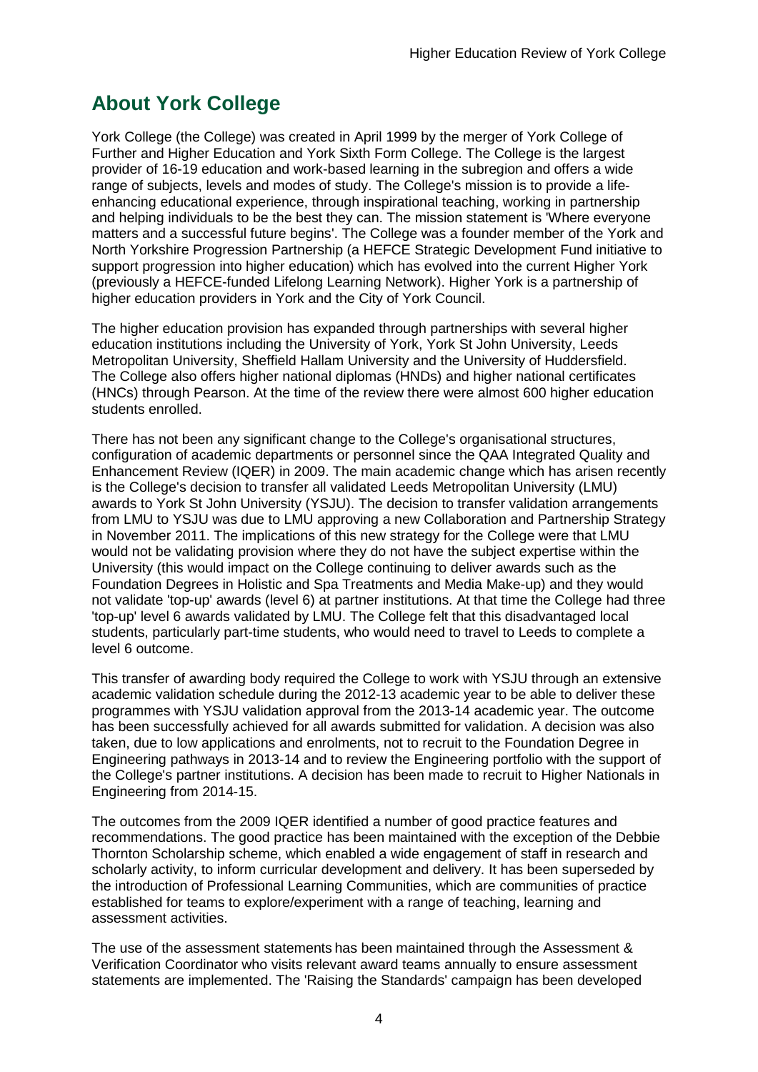## About York College

York College (the College) was created in April 1999 by the merger of York College of Further and Higher Education and York Sixth Form College. The College is the largest provider of 16-19 education and work-based learning in the subregion and offers a wide range of subjects, levels and modes of study. The College's mission is to provide a life-enhancing educational experience, through inspirational teaching, working in partnership and helping individuals to be the best they can. The mission statement is 'Where everyone matters and a successful future begins'. The College was a founder member of the York and North Yorkshire Progression Partnership (a HEFCE Strategic Development Fund initiative to support progression into higher education) which has evolved into the current Higher York (previously a HEFCE-funded Lifelong Learning Network). Higher York is a partnership of higher education providers in York and the City of York Council.

The higher education provision has expanded through partnerships with several higher education institutions including the University of York, York St John University, Leeds Metropolitan University, Sheffield Hallam University and the University of Huddersfield. The College also offers higher national diplomas (HNDs) and higher national certificates (HNCs) through Pearson. At the time of the review there were almost 600 higher education students enrolled.

There has not been any significant change to the College's organisational structures, configuration of academic departments or personnel since the QAA Integrated Quality and Enhancement Review (IQER) in 2009. The main academic change which has arisen recently is the College's decision to transfer all validated Leeds Metropolitan University (LMU) awards to York St John University (YSJU). The decision to transfer validation arrangements from LMU to YSJU was due to LMU approving a new Collaboration and Partnership Strategy in November 2011. The implications of this new strategy for the College were that LMU would not be validating provision where they do not have the subject expertise within the University (this would impact on the College continuing to deliver awards such as the Foundation Degrees in Holistic and Spa Treatments and Media Make-up) and they would not validate 'top-up' awards (level 6) at partner institutions. At that time the College had three 'top-up' level 6 awards validated by LMU. The College felt that this disadvantaged local students, particularly part-time students, who would need to travel to Leeds to complete a level 6 outcome.

This transfer of awarding body required the College to work with YSJU through an extensive academic validation schedule during the 2012-13 academic year to be able to deliver these programmes with YSJU validation approval from the 2013-14 academic year. The outcome has been successfully achieved for all awards submitted for validation. A decision was also taken, due to low applications and enrolments, not to recruit to the Foundation Degree in Engineering pathways in 2013-14 and to review the Engineering portfolio with the support of the College's partner institutions. A decision has been made to recruit to Higher Nationals in Engineering from 2014-15.

The outcomes from the 2009 IQER identified a number of good practice features and recommendations. The good practice has been maintained with the exception of the Debbie Thornton Scholarship scheme, which enabled a wide engagement of staff in research and scholarly activity, to inform curricular development and delivery. It has been superseded by the introduction of Professional Learning Communities, which are communities of practice established for teams to explore/experiment with a range of teaching, learning and assessment activities.

The use of the assessment statements has been maintained through the Assessment & Verification Coordinator who visits relevant award teams annually to ensure assessment statements are implemented. The 'Raising the Standards' campaign has been developed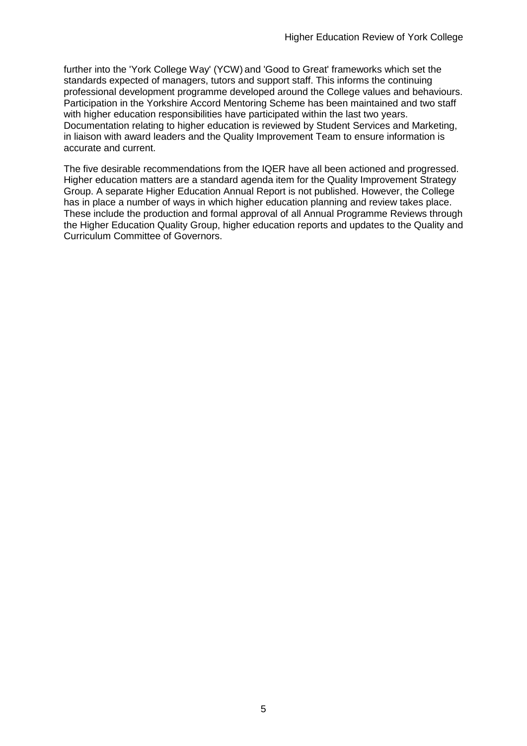further into the 'York College Way' (YCW) and 'Good to Great' frameworks which set the standards expected of managers, tutors and support staff. This informs the continuing professional development programme developed around the College values and behaviours. Participation in the Yorkshire Accord Mentoring Scheme has been maintained and two staff with higher education responsibilities have participated within the last two years. Documentation relating to higher education is reviewed by Student Services and Marketing, in liaison with award leaders and the Quality Improvement Team to ensure information is accurate and current.

The five desirable recommendations from the IQER have all been actioned and progressed. Higher education matters are a standard agenda item for the Quality Improvement Strategy Group. A separate Higher Education Annual Report is not published. However, the College has in place a number of ways in which higher education planning and review takes place. These include the production and formal approval of all Annual Programme Reviews through the Higher Education Quality Group, higher education reports and updates to the Quality and Curriculum Committee of Governors.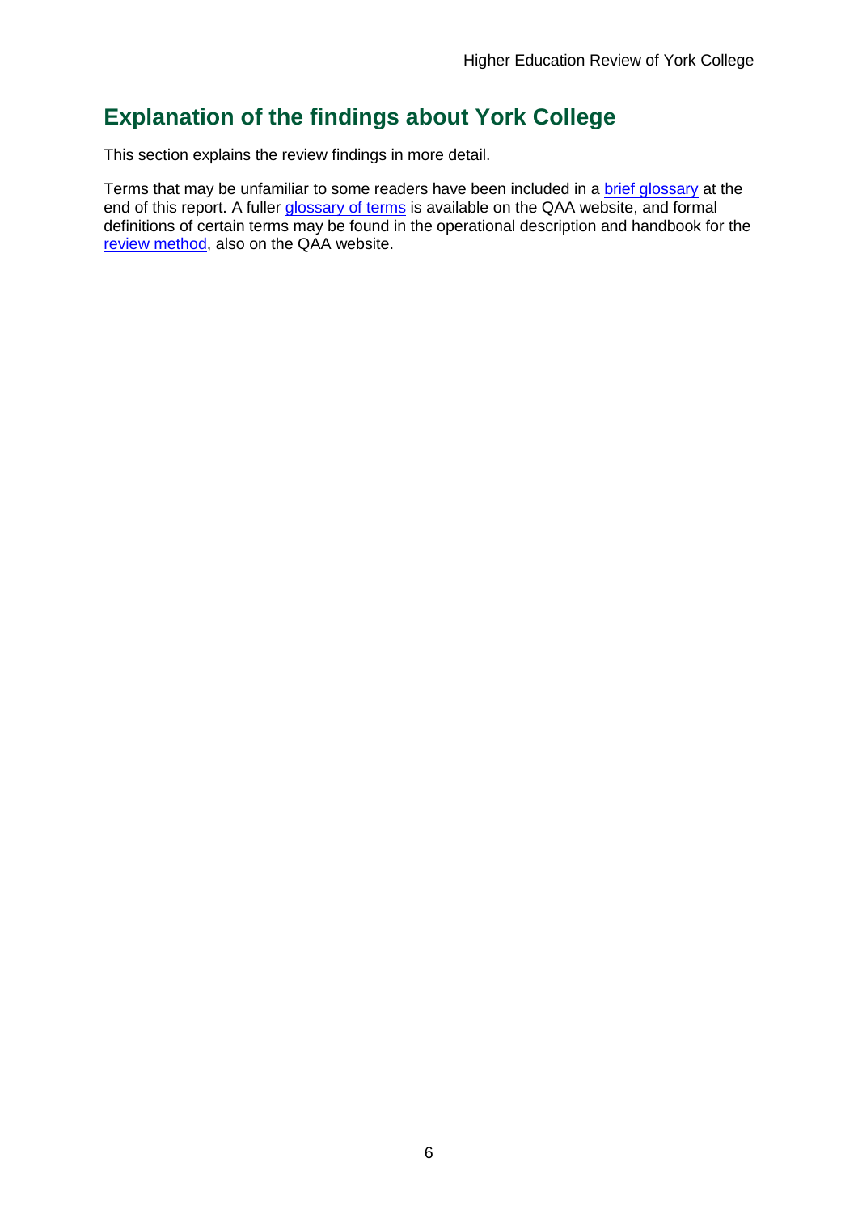## Explanation of the findings about York College

This section explains the review findings in more detail.

Terms that may be unfamiliar to some readers have been included in a brief glossary at the end of this report. A fuller glossary of terms is available on the QAA website, and formal definitions of certain terms may be found in the operational description and handbook for the review method, also on the QAA website.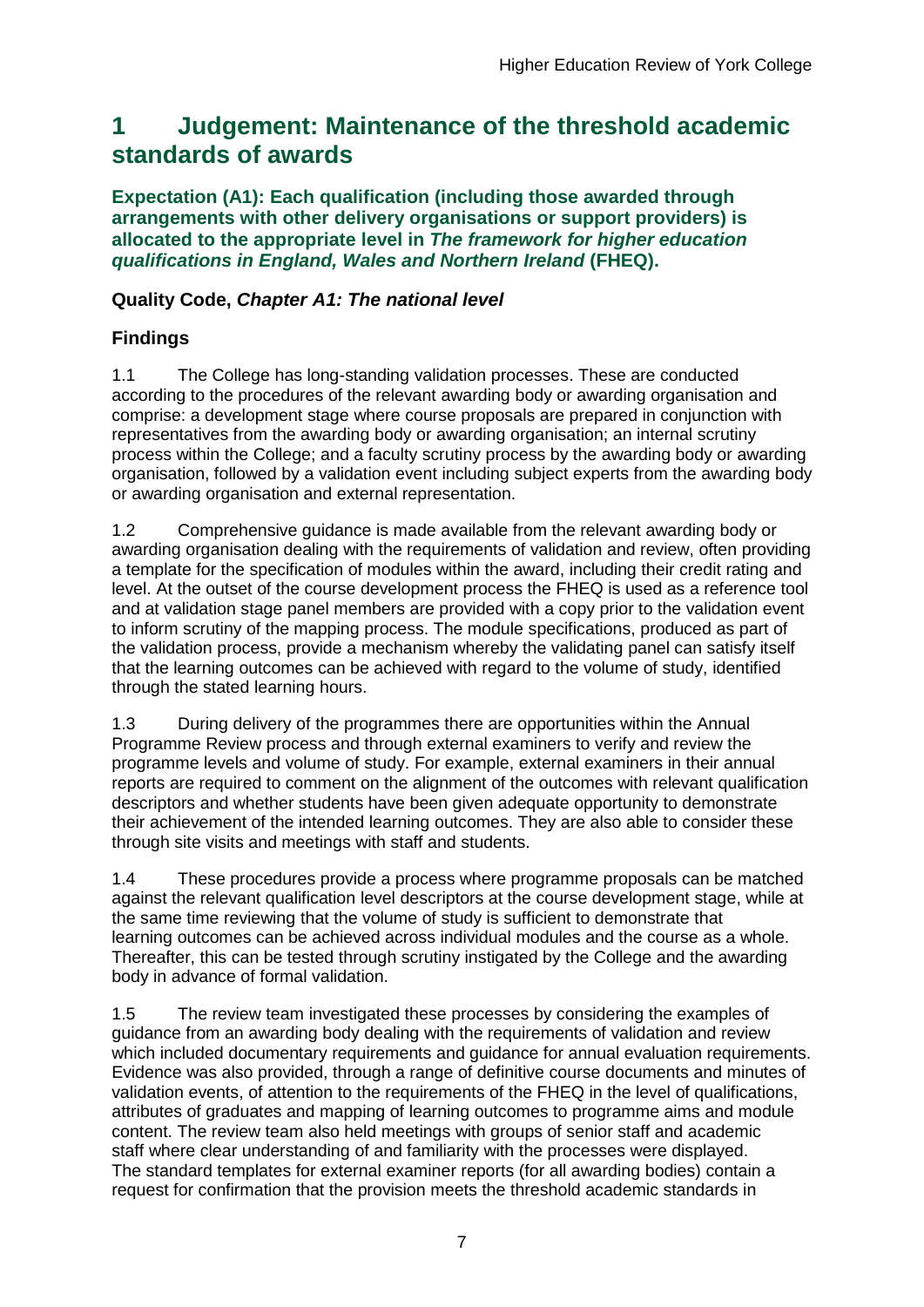# 1 Judgement: Maintenance of the threshold academic standards of awards

**Expectation (A1): Each qualification (including those awarded through arrangements with other delivery organisations or support providers) is allocated to the appropriate level in *The framework for higher education qualifications in England, Wales and Northern Ireland* (FHEQ).**

### Quality Code, *Chapter A1: The national level*

### Findings

1.1 The College has long-standing validation processes. These are conducted according to the procedures of the relevant awarding body or awarding organisation and comprise: a development stage where course proposals are prepared in conjunction with representatives from the awarding body or awarding organisation; an internal scrutiny process within the College; and a faculty scrutiny process by the awarding body or awarding organisation, followed by a validation event including subject experts from the awarding body or awarding organisation and external representation.

1.2 Comprehensive guidance is made available from the relevant awarding body or awarding organisation dealing with the requirements of validation and review, often providing a template for the specification of modules within the award, including their credit rating and level. At the outset of the course development process the FHEQ is used as a reference tool and at validation stage panel members are provided with a copy prior to the validation event to inform scrutiny of the mapping process. The module specifications, produced as part of the validation process, provide a mechanism whereby the validating panel can satisfy itself that the learning outcomes can be achieved with regard to the volume of study, identified through the stated learning hours.

1.3 During delivery of the programmes there are opportunities within the Annual Programme Review process and through external examiners to verify and review the programme levels and volume of study. For example, external examiners in their annual reports are required to comment on the alignment of the outcomes with relevant qualification descriptors and whether students have been given adequate opportunity to demonstrate their achievement of the intended learning outcomes. They are also able to consider these through site visits and meetings with staff and students.

1.4 These procedures provide a process where programme proposals can be matched against the relevant qualification level descriptors at the course development stage, while at the same time reviewing that the volume of study is sufficient to demonstrate that learning outcomes can be achieved across individual modules and the course as a whole. Thereafter, this can be tested through scrutiny instigated by the College and the awarding body in advance of formal validation.

1.5 The review team investigated these processes by considering the examples of guidance from an awarding body dealing with the requirements of validation and review which included documentary requirements and guidance for annual evaluation requirements. Evidence was also provided, through a range of definitive course documents and minutes of validation events, of attention to the requirements of the FHEQ in the level of qualifications, attributes of graduates and mapping of learning outcomes to programme aims and module content. The review team also held meetings with groups of senior staff and academic staff where clear understanding of and familiarity with the processes were displayed. The standard templates for external examiner reports (for all awarding bodies) contain a request for confirmation that the provision meets the threshold academic standards in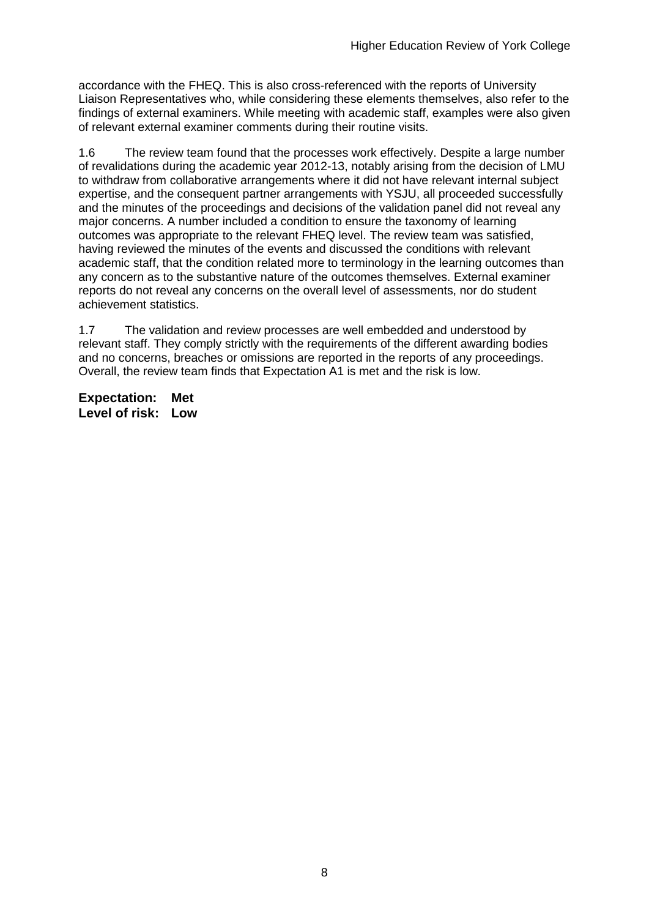accordance with the FHEQ. This is also cross-referenced with the reports of University Liaison Representatives who, while considering these elements themselves, also refer to the findings of external examiners. While meeting with academic staff, examples were also given of relevant external examiner comments during their routine visits.

1.6 The review team found that the processes work effectively. Despite a large number of revalidations during the academic year 2012-13, notably arising from the decision of LMU to withdraw from collaborative arrangements where it did not have relevant internal subject expertise, and the consequent partner arrangements with YSJU, all proceeded successfully and the minutes of the proceedings and decisions of the validation panel did not reveal any major concerns. A number included a condition to ensure the taxonomy of learning outcomes was appropriate to the relevant FHEQ level. The review team was satisfied, having reviewed the minutes of the events and discussed the conditions with relevant academic staff, that the condition related more to terminology in the learning outcomes than any concern as to the substantive nature of the outcomes themselves. External examiner reports do not reveal any concerns on the overall level of assessments, nor do student achievement statistics.

1.7 The validation and review processes are well embedded and understood by relevant staff. They comply strictly with the requirements of the different awarding bodies and no concerns, breaches or omissions are reported in the reports of any proceedings. Overall, the review team finds that Expectation A1 is met and the risk is low.

**Expectation: Met**
**Level of risk: Low**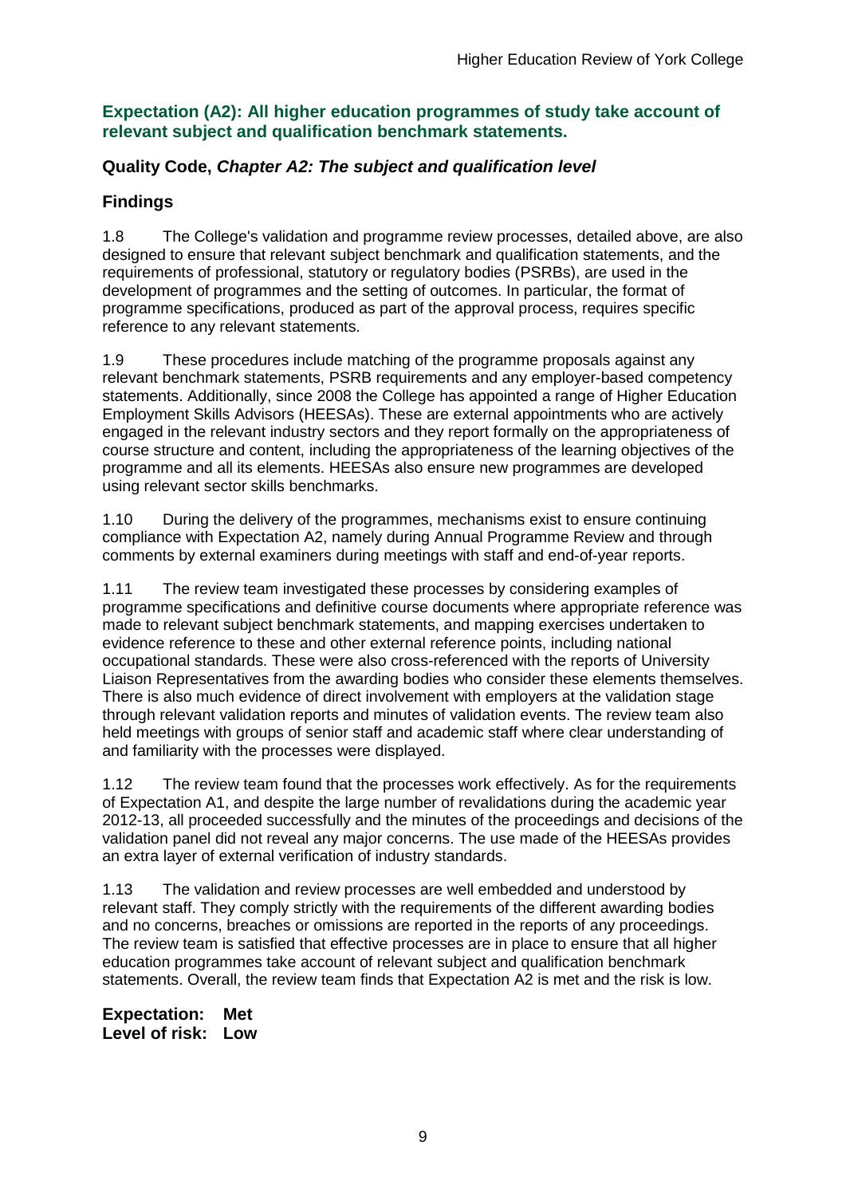### Expectation (A2): All higher education programmes of study take account of relevant subject and qualification benchmark statements.

### Quality Code, *Chapter A2: The subject and qualification level*

### Findings

1.8 The College's validation and programme review processes, detailed above, are also designed to ensure that relevant subject benchmark and qualification statements, and the requirements of professional, statutory or regulatory bodies (PSRBs), are used in the development of programmes and the setting of outcomes. In particular, the format of programme specifications, produced as part of the approval process, requires specific reference to any relevant statements.

1.9 These procedures include matching of the programme proposals against any relevant benchmark statements, PSRB requirements and any employer-based competency statements. Additionally, since 2008 the College has appointed a range of Higher Education Employment Skills Advisors (HEESAs). These are external appointments who are actively engaged in the relevant industry sectors and they report formally on the appropriateness of course structure and content, including the appropriateness of the learning objectives of the programme and all its elements. HEESAs also ensure new programmes are developed using relevant sector skills benchmarks.

1.10 During the delivery of the programmes, mechanisms exist to ensure continuing compliance with Expectation A2, namely during Annual Programme Review and through comments by external examiners during meetings with staff and end-of-year reports.

1.11 The review team investigated these processes by considering examples of programme specifications and definitive course documents where appropriate reference was made to relevant subject benchmark statements, and mapping exercises undertaken to evidence reference to these and other external reference points, including national occupational standards. These were also cross-referenced with the reports of University Liaison Representatives from the awarding bodies who consider these elements themselves. There is also much evidence of direct involvement with employers at the validation stage through relevant validation reports and minutes of validation events. The review team also held meetings with groups of senior staff and academic staff where clear understanding of and familiarity with the processes were displayed.

1.12 The review team found that the processes work effectively. As for the requirements of Expectation A1, and despite the large number of revalidations during the academic year 2012-13, all proceeded successfully and the minutes of the proceedings and decisions of the validation panel did not reveal any major concerns. The use made of the HEESAs provides an extra layer of external verification of industry standards.

1.13 The validation and review processes are well embedded and understood by relevant staff. They comply strictly with the requirements of the different awarding bodies and no concerns, breaches or omissions are reported in the reports of any proceedings. The review team is satisfied that effective processes are in place to ensure that all higher education programmes take account of relevant subject and qualification benchmark statements. Overall, the review team finds that Expectation A2 is met and the risk is low.

**Expectation: Met**
**Level of risk: Low**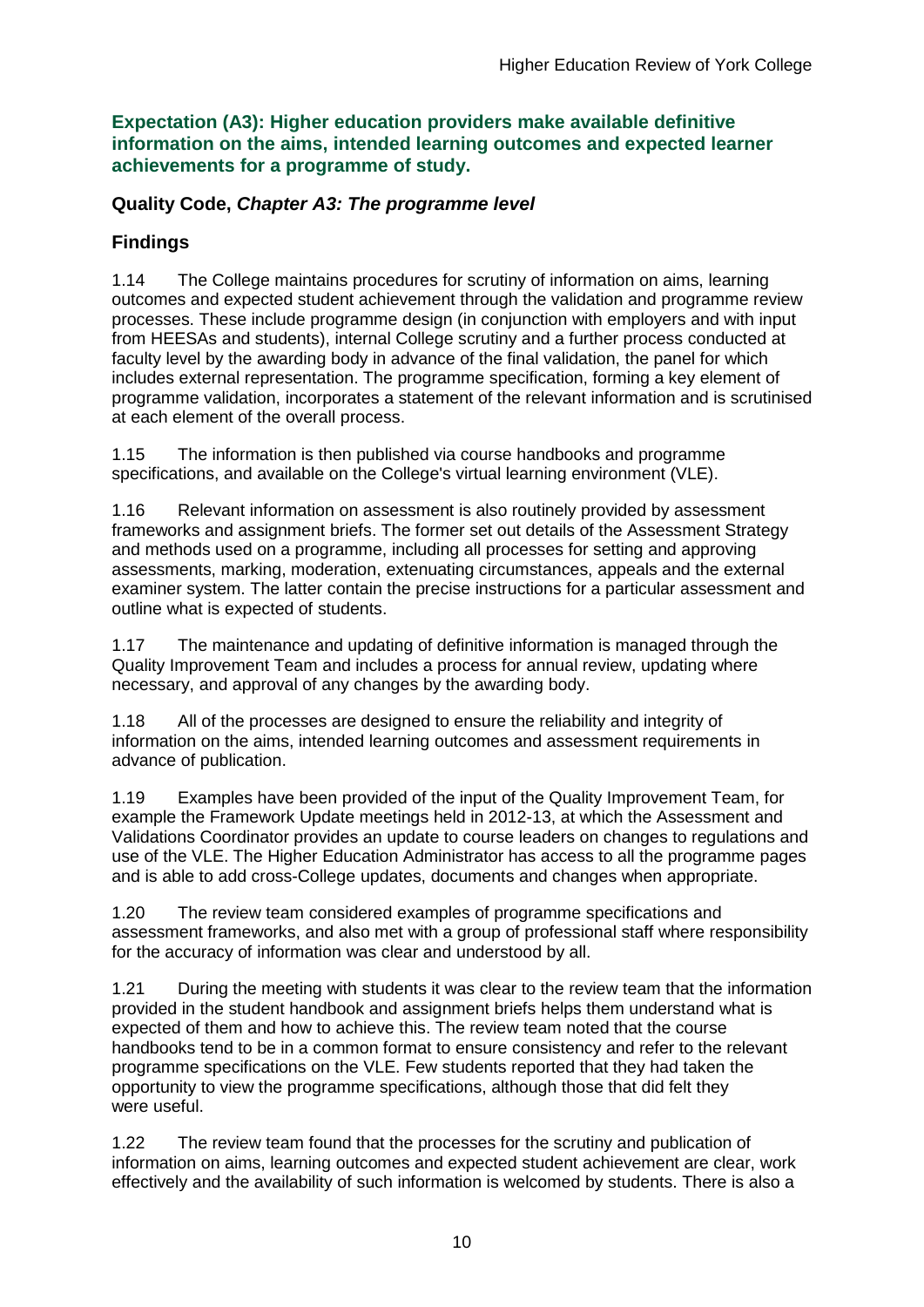**Expectation (A3): Higher education providers make available definitive information on the aims, intended learning outcomes and expected learner achievements for a programme of study.**

**Quality Code, *Chapter A3: The programme level***

**Findings**

1.14 The College maintains procedures for scrutiny of information on aims, learning outcomes and expected student achievement through the validation and programme review processes. These include programme design (in conjunction with employers and with input from HEESAs and students), internal College scrutiny and a further process conducted at faculty level by the awarding body in advance of the final validation, the panel for which includes external representation. The programme specification, forming a key element of programme validation, incorporates a statement of the relevant information and is scrutinised at each element of the overall process.

1.15 The information is then published via course handbooks and programme specifications, and available on the College's virtual learning environment (VLE).

1.16 Relevant information on assessment is also routinely provided by assessment frameworks and assignment briefs. The former set out details of the Assessment Strategy and methods used on a programme, including all processes for setting and approving assessments, marking, moderation, extenuating circumstances, appeals and the external examiner system. The latter contain the precise instructions for a particular assessment and outline what is expected of students.

1.17 The maintenance and updating of definitive information is managed through the Quality Improvement Team and includes a process for annual review, updating where necessary, and approval of any changes by the awarding body.

1.18 All of the processes are designed to ensure the reliability and integrity of information on the aims, intended learning outcomes and assessment requirements in advance of publication.

1.19 Examples have been provided of the input of the Quality Improvement Team, for example the Framework Update meetings held in 2012-13, at which the Assessment and Validations Coordinator provides an update to course leaders on changes to regulations and use of the VLE. The Higher Education Administrator has access to all the programme pages and is able to add cross-College updates, documents and changes when appropriate.

1.20 The review team considered examples of programme specifications and assessment frameworks, and also met with a group of professional staff where responsibility for the accuracy of information was clear and understood by all.

1.21 During the meeting with students it was clear to the review team that the information provided in the student handbook and assignment briefs helps them understand what is expected of them and how to achieve this. The review team noted that the course handbooks tend to be in a common format to ensure consistency and refer to the relevant programme specifications on the VLE. Few students reported that they had taken the opportunity to view the programme specifications, although those that did felt they were useful.

1.22 The review team found that the processes for the scrutiny and publication of information on aims, learning outcomes and expected student achievement are clear, work effectively and the availability of such information is welcomed by students. There is also a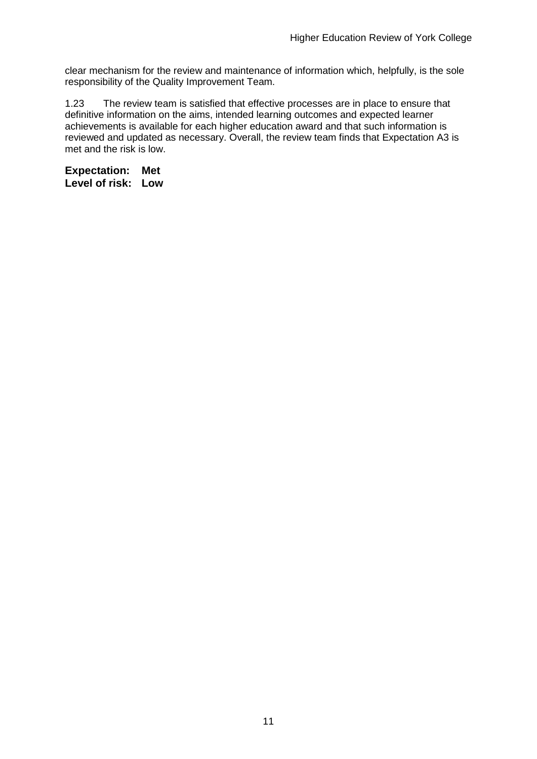clear mechanism for the review and maintenance of information which, helpfully, is the sole responsibility of the Quality Improvement Team.

1.23 The review team is satisfied that effective processes are in place to ensure that definitive information on the aims, intended learning outcomes and expected learner achievements is available for each higher education award and that such information is reviewed and updated as necessary. Overall, the review team finds that Expectation A3 is met and the risk is low.

**Expectation: Met**
**Level of risk: Low**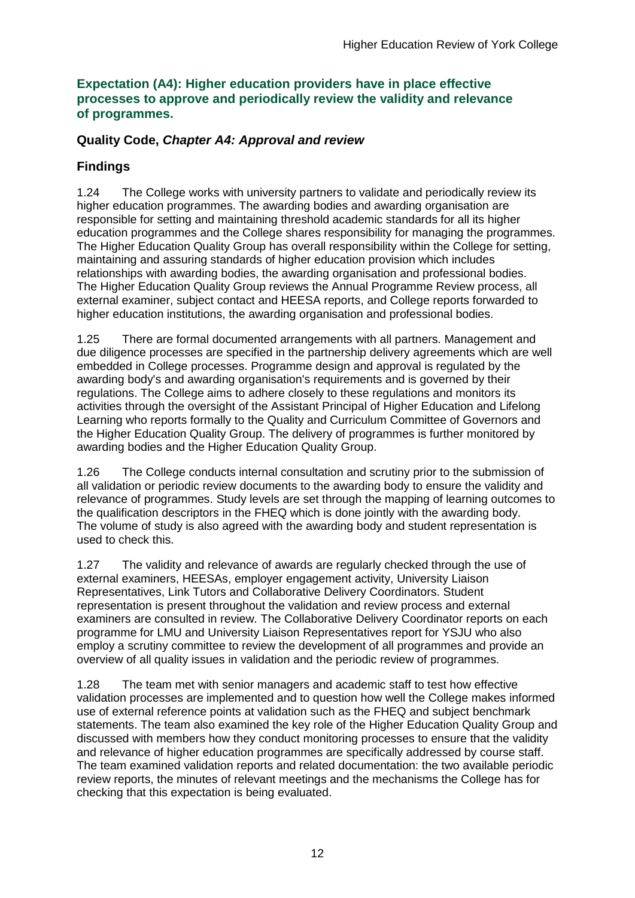### Expectation (A4): Higher education providers have in place effective processes to approve and periodically review the validity and relevance of programmes.

#### Quality Code, *Chapter A4: Approval and review*

#### Findings

1.24 The College works with university partners to validate and periodically review its higher education programmes. The awarding bodies and awarding organisation are responsible for setting and maintaining threshold academic standards for all its higher education programmes and the College shares responsibility for managing the programmes. The Higher Education Quality Group has overall responsibility within the College for setting, maintaining and assuring standards of higher education provision which includes relationships with awarding bodies, the awarding organisation and professional bodies. The Higher Education Quality Group reviews the Annual Programme Review process, all external examiner, subject contact and HEESA reports, and College reports forwarded to higher education institutions, the awarding organisation and professional bodies.

1.25 There are formal documented arrangements with all partners. Management and due diligence processes are specified in the partnership delivery agreements which are well embedded in College processes. Programme design and approval is regulated by the awarding body's and awarding organisation's requirements and is governed by their regulations. The College aims to adhere closely to these regulations and monitors its activities through the oversight of the Assistant Principal of Higher Education and Lifelong Learning who reports formally to the Quality and Curriculum Committee of Governors and the Higher Education Quality Group. The delivery of programmes is further monitored by awarding bodies and the Higher Education Quality Group.

1.26 The College conducts internal consultation and scrutiny prior to the submission of all validation or periodic review documents to the awarding body to ensure the validity and relevance of programmes. Study levels are set through the mapping of learning outcomes to the qualification descriptors in the FHEQ which is done jointly with the awarding body. The volume of study is also agreed with the awarding body and student representation is used to check this.

1.27 The validity and relevance of awards are regularly checked through the use of external examiners, HEESAs, employer engagement activity, University Liaison Representatives, Link Tutors and Collaborative Delivery Coordinators. Student representation is present throughout the validation and review process and external examiners are consulted in review. The Collaborative Delivery Coordinator reports on each programme for LMU and University Liaison Representatives report for YSJU who also employ a scrutiny committee to review the development of all programmes and provide an overview of all quality issues in validation and the periodic review of programmes.

1.28 The team met with senior managers and academic staff to test how effective validation processes are implemented and to question how well the College makes informed use of external reference points at validation such as the FHEQ and subject benchmark statements. The team also examined the key role of the Higher Education Quality Group and discussed with members how they conduct monitoring processes to ensure that the validity and relevance of higher education programmes are specifically addressed by course staff. The team examined validation reports and related documentation: the two available periodic review reports, the minutes of relevant meetings and the mechanisms the College has for checking that this expectation is being evaluated.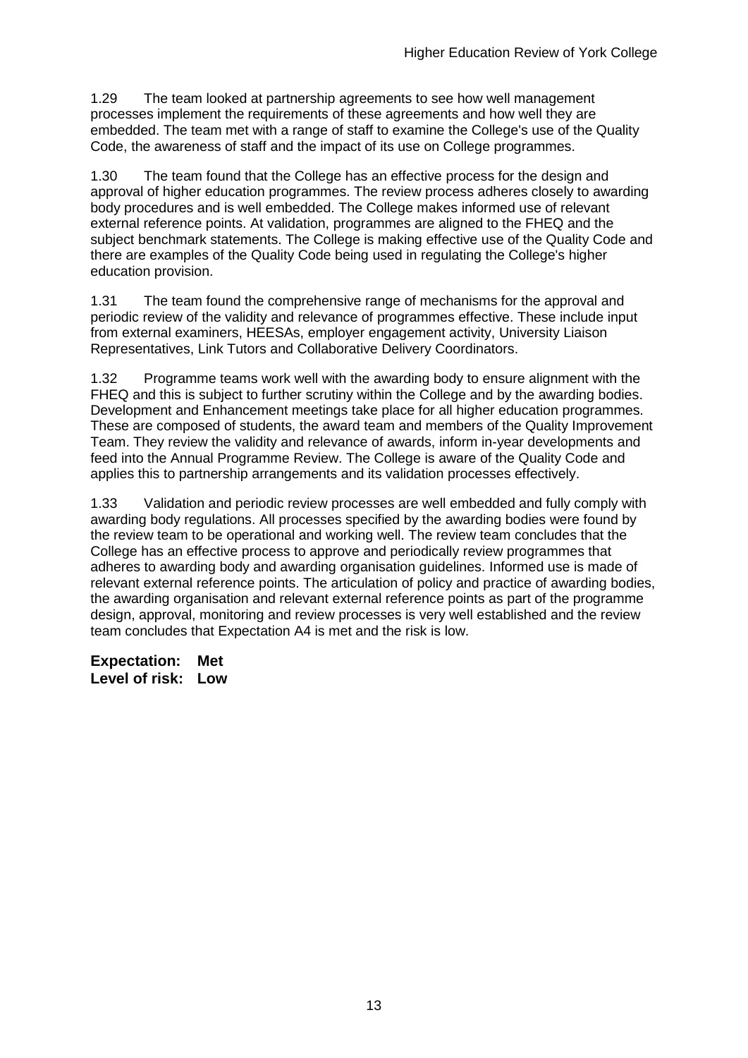1.29 The team looked at partnership agreements to see how well management processes implement the requirements of these agreements and how well they are embedded. The team met with a range of staff to examine the College's use of the Quality Code, the awareness of staff and the impact of its use on College programmes.

1.30 The team found that the College has an effective process for the design and approval of higher education programmes. The review process adheres closely to awarding body procedures and is well embedded. The College makes informed use of relevant external reference points. At validation, programmes are aligned to the FHEQ and the subject benchmark statements. The College is making effective use of the Quality Code and there are examples of the Quality Code being used in regulating the College's higher education provision.

1.31 The team found the comprehensive range of mechanisms for the approval and periodic review of the validity and relevance of programmes effective. These include input from external examiners, HEESAs, employer engagement activity, University Liaison Representatives, Link Tutors and Collaborative Delivery Coordinators.

1.32 Programme teams work well with the awarding body to ensure alignment with the FHEQ and this is subject to further scrutiny within the College and by the awarding bodies. Development and Enhancement meetings take place for all higher education programmes. These are composed of students, the award team and members of the Quality Improvement Team. They review the validity and relevance of awards, inform in-year developments and feed into the Annual Programme Review. The College is aware of the Quality Code and applies this to partnership arrangements and its validation processes effectively.

1.33 Validation and periodic review processes are well embedded and fully comply with awarding body regulations. All processes specified by the awarding bodies were found by the review team to be operational and working well. The review team concludes that the College has an effective process to approve and periodically review programmes that adheres to awarding body and awarding organisation guidelines. Informed use is made of relevant external reference points. The articulation of policy and practice of awarding bodies, the awarding organisation and relevant external reference points as part of the programme design, approval, monitoring and review processes is very well established and the review team concludes that Expectation A4 is met and the risk is low.

**Expectation: Met**
**Level of risk: Low**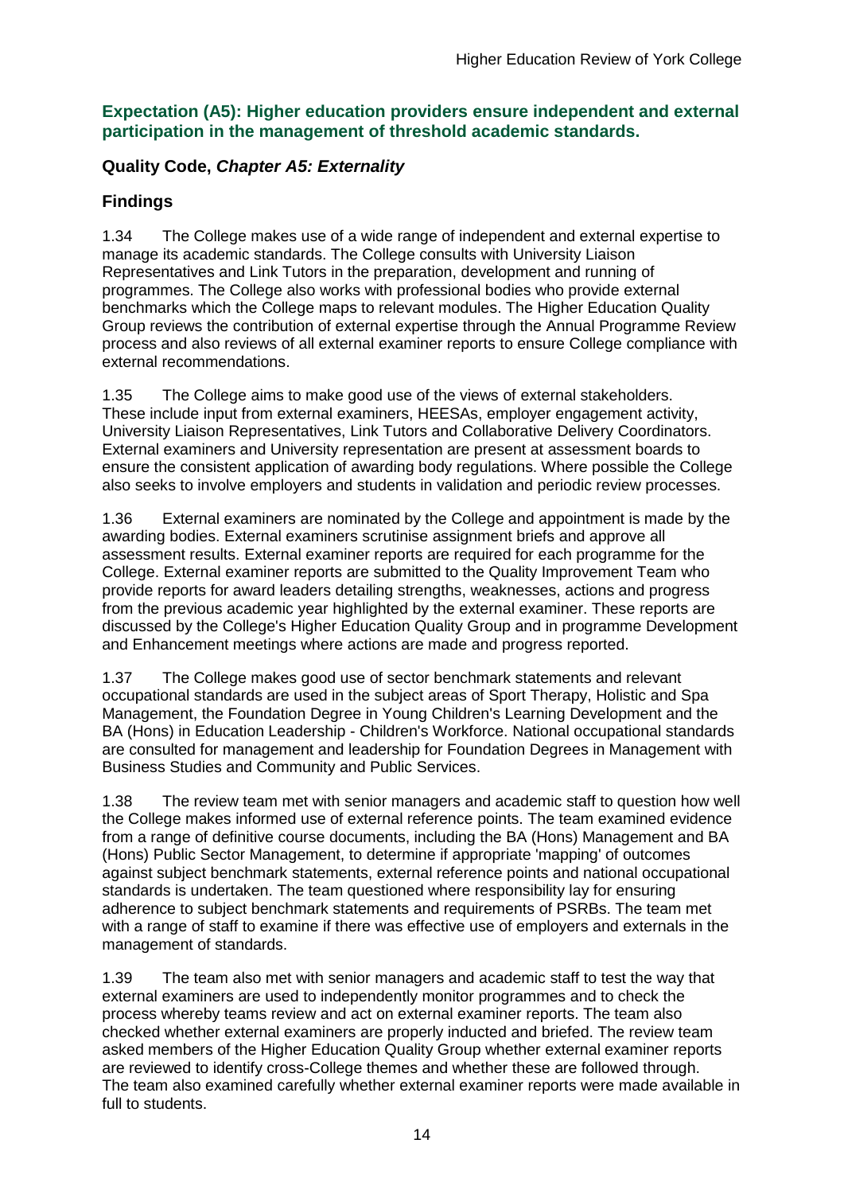### Expectation (A5): Higher education providers ensure independent and external participation in the management of threshold academic standards.

### Quality Code, *Chapter A5: Externality*

### Findings

1.34 The College makes use of a wide range of independent and external expertise to manage its academic standards. The College consults with University Liaison Representatives and Link Tutors in the preparation, development and running of programmes. The College also works with professional bodies who provide external benchmarks which the College maps to relevant modules. The Higher Education Quality Group reviews the contribution of external expertise through the Annual Programme Review process and also reviews of all external examiner reports to ensure College compliance with external recommendations.

1.35 The College aims to make good use of the views of external stakeholders. These include input from external examiners, HEESAs, employer engagement activity, University Liaison Representatives, Link Tutors and Collaborative Delivery Coordinators. External examiners and University representation are present at assessment boards to ensure the consistent application of awarding body regulations. Where possible the College also seeks to involve employers and students in validation and periodic review processes.

1.36 External examiners are nominated by the College and appointment is made by the awarding bodies. External examiners scrutinise assignment briefs and approve all assessment results. External examiner reports are required for each programme for the College. External examiner reports are submitted to the Quality Improvement Team who provide reports for award leaders detailing strengths, weaknesses, actions and progress from the previous academic year highlighted by the external examiner. These reports are discussed by the College's Higher Education Quality Group and in programme Development and Enhancement meetings where actions are made and progress reported.

1.37 The College makes good use of sector benchmark statements and relevant occupational standards are used in the subject areas of Sport Therapy, Holistic and Spa Management, the Foundation Degree in Young Children's Learning Development and the BA (Hons) in Education Leadership - Children's Workforce. National occupational standards are consulted for management and leadership for Foundation Degrees in Management with Business Studies and Community and Public Services.

1.38 The review team met with senior managers and academic staff to question how well the College makes informed use of external reference points. The team examined evidence from a range of definitive course documents, including the BA (Hons) Management and BA (Hons) Public Sector Management, to determine if appropriate 'mapping' of outcomes against subject benchmark statements, external reference points and national occupational standards is undertaken. The team questioned where responsibility lay for ensuring adherence to subject benchmark statements and requirements of PSRBs. The team met with a range of staff to examine if there was effective use of employers and externals in the management of standards.

1.39 The team also met with senior managers and academic staff to test the way that external examiners are used to independently monitor programmes and to check the process whereby teams review and act on external examiner reports. The team also checked whether external examiners are properly inducted and briefed. The review team asked members of the Higher Education Quality Group whether external examiner reports are reviewed to identify cross-College themes and whether these are followed through. The team also examined carefully whether external examiner reports were made available in full to students.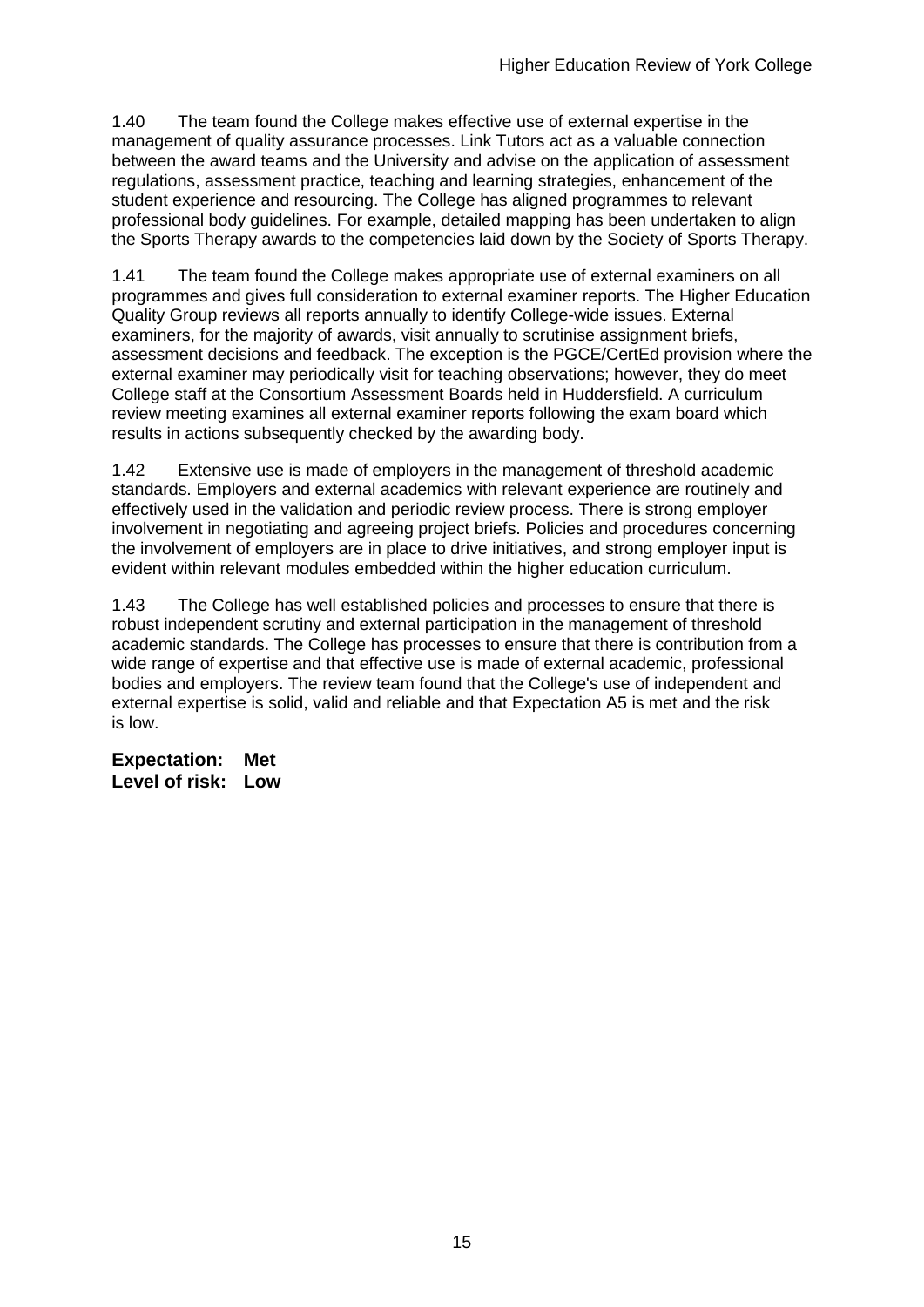1.40 The team found the College makes effective use of external expertise in the management of quality assurance processes. Link Tutors act as a valuable connection between the award teams and the University and advise on the application of assessment regulations, assessment practice, teaching and learning strategies, enhancement of the student experience and resourcing. The College has aligned programmes to relevant professional body guidelines. For example, detailed mapping has been undertaken to align the Sports Therapy awards to the competencies laid down by the Society of Sports Therapy.

1.41 The team found the College makes appropriate use of external examiners on all programmes and gives full consideration to external examiner reports. The Higher Education Quality Group reviews all reports annually to identify College-wide issues. External examiners, for the majority of awards, visit annually to scrutinise assignment briefs, assessment decisions and feedback. The exception is the PGCE/CertEd provision where the external examiner may periodically visit for teaching observations; however, they do meet College staff at the Consortium Assessment Boards held in Huddersfield. A curriculum review meeting examines all external examiner reports following the exam board which results in actions subsequently checked by the awarding body.

1.42 Extensive use is made of employers in the management of threshold academic standards. Employers and external academics with relevant experience are routinely and effectively used in the validation and periodic review process. There is strong employer involvement in negotiating and agreeing project briefs. Policies and procedures concerning the involvement of employers are in place to drive initiatives, and strong employer input is evident within relevant modules embedded within the higher education curriculum.

1.43 The College has well established policies and processes to ensure that there is robust independent scrutiny and external participation in the management of threshold academic standards. The College has processes to ensure that there is contribution from a wide range of expertise and that effective use is made of external academic, professional bodies and employers. The review team found that the College's use of independent and external expertise is solid, valid and reliable and that Expectation A5 is met and the risk is low.

**Expectation: Met**
**Level of risk: Low**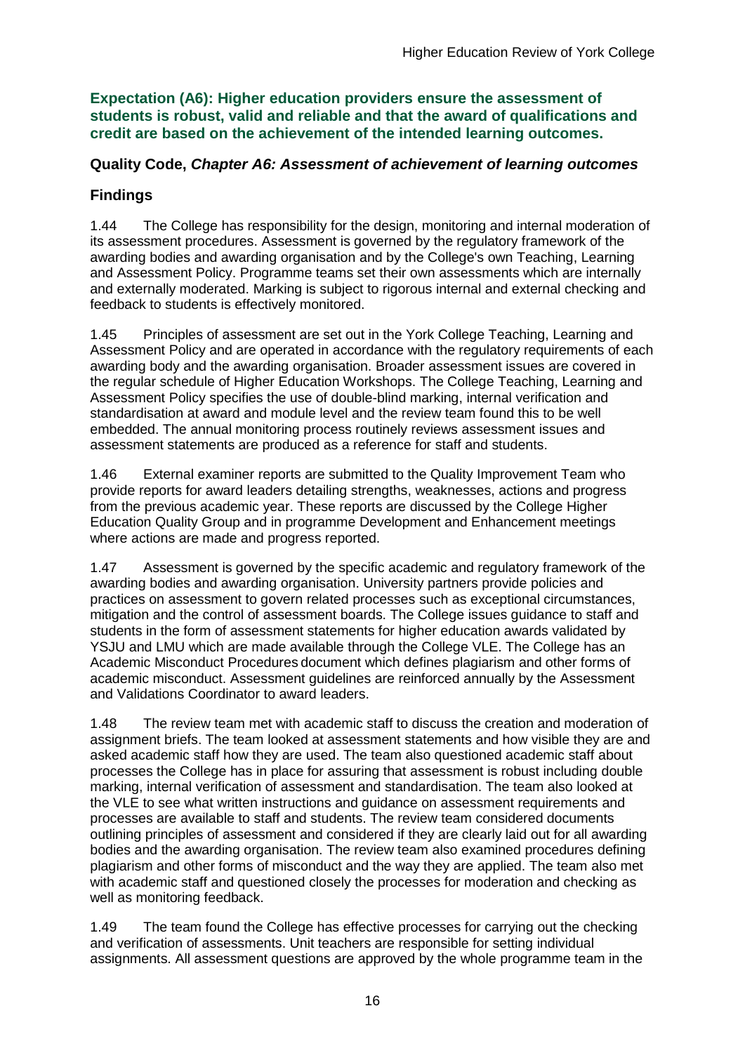**Expectation (A6): Higher education providers ensure the assessment of students is robust, valid and reliable and that the award of qualifications and credit are based on the achievement of the intended learning outcomes.**

**Quality Code, *Chapter A6: Assessment of achievement of learning outcomes***

## Findings

1.44 The College has responsibility for the design, monitoring and internal moderation of its assessment procedures. Assessment is governed by the regulatory framework of the awarding bodies and awarding organisation and by the College's own Teaching, Learning and Assessment Policy. Programme teams set their own assessments which are internally and externally moderated. Marking is subject to rigorous internal and external checking and feedback to students is effectively monitored.

1.45 Principles of assessment are set out in the York College Teaching, Learning and Assessment Policy and are operated in accordance with the regulatory requirements of each awarding body and the awarding organisation. Broader assessment issues are covered in the regular schedule of Higher Education Workshops. The College Teaching, Learning and Assessment Policy specifies the use of double-blind marking, internal verification and standardisation at award and module level and the review team found this to be well embedded. The annual monitoring process routinely reviews assessment issues and assessment statements are produced as a reference for staff and students.

1.46 External examiner reports are submitted to the Quality Improvement Team who provide reports for award leaders detailing strengths, weaknesses, actions and progress from the previous academic year. These reports are discussed by the College Higher Education Quality Group and in programme Development and Enhancement meetings where actions are made and progress reported.

1.47 Assessment is governed by the specific academic and regulatory framework of the awarding bodies and awarding organisation. University partners provide policies and practices on assessment to govern related processes such as exceptional circumstances, mitigation and the control of assessment boards. The College issues guidance to staff and students in the form of assessment statements for higher education awards validated by YSJU and LMU which are made available through the College VLE. The College has an Academic Misconduct Procedures document which defines plagiarism and other forms of academic misconduct. Assessment guidelines are reinforced annually by the Assessment and Validations Coordinator to award leaders.

1.48 The review team met with academic staff to discuss the creation and moderation of assignment briefs. The team looked at assessment statements and how visible they are and asked academic staff how they are used. The team also questioned academic staff about processes the College has in place for assuring that assessment is robust including double marking, internal verification of assessment and standardisation. The team also looked at the VLE to see what written instructions and guidance on assessment requirements and processes are available to staff and students. The review team considered documents outlining principles of assessment and considered if they are clearly laid out for all awarding bodies and the awarding organisation. The review team also examined procedures defining plagiarism and other forms of misconduct and the way they are applied. The team also met with academic staff and questioned closely the processes for moderation and checking as well as monitoring feedback.

1.49 The team found the College has effective processes for carrying out the checking and verification of assessments. Unit teachers are responsible for setting individual assignments. All assessment questions are approved by the whole programme team in the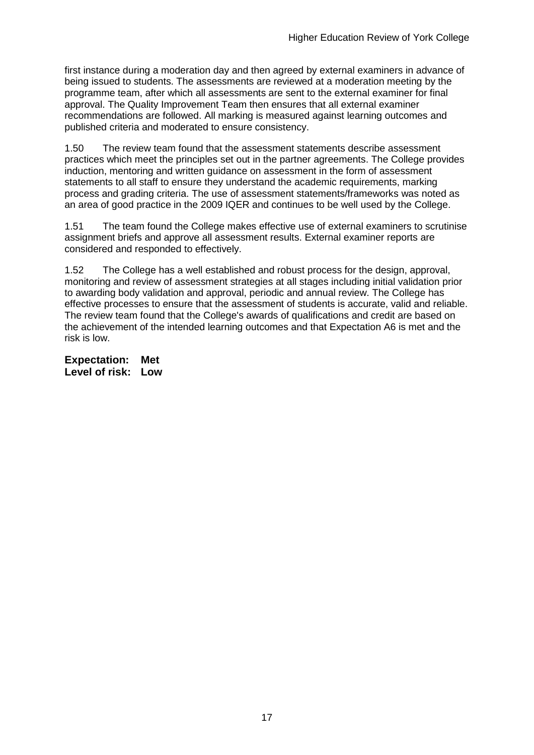first instance during a moderation day and then agreed by external examiners in advance of being issued to students. The assessments are reviewed at a moderation meeting by the programme team, after which all assessments are sent to the external examiner for final approval. The Quality Improvement Team then ensures that all external examiner recommendations are followed. All marking is measured against learning outcomes and published criteria and moderated to ensure consistency.

1.50 The review team found that the assessment statements describe assessment practices which meet the principles set out in the partner agreements. The College provides induction, mentoring and written guidance on assessment in the form of assessment statements to all staff to ensure they understand the academic requirements, marking process and grading criteria. The use of assessment statements/frameworks was noted as an area of good practice in the 2009 IQER and continues to be well used by the College.

1.51 The team found the College makes effective use of external examiners to scrutinise assignment briefs and approve all assessment results. External examiner reports are considered and responded to effectively.

1.52 The College has a well established and robust process for the design, approval, monitoring and review of assessment strategies at all stages including initial validation prior to awarding body validation and approval, periodic and annual review. The College has effective processes to ensure that the assessment of students is accurate, valid and reliable. The review team found that the College's awards of qualifications and credit are based on the achievement of the intended learning outcomes and that Expectation A6 is met and the risk is low.

**Expectation: Met**
**Level of risk: Low**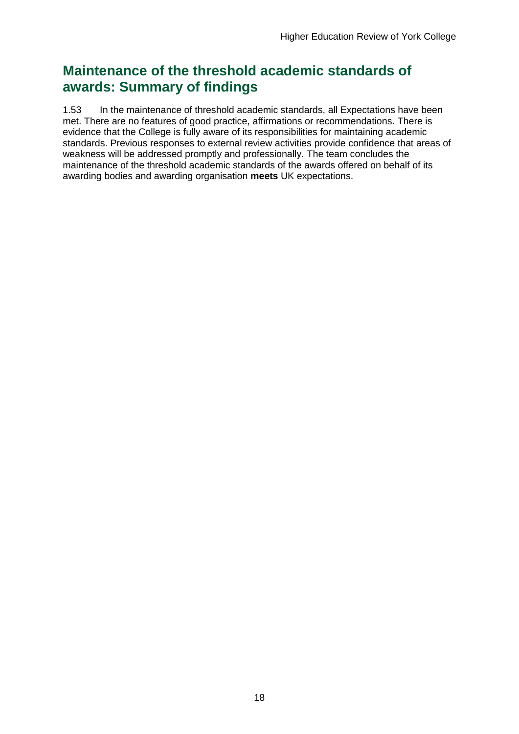## Maintenance of the threshold academic standards of awards: Summary of findings

1.53 In the maintenance of threshold academic standards, all Expectations have been met. There are no features of good practice, affirmations or recommendations. There is evidence that the College is fully aware of its responsibilities for maintaining academic standards. Previous responses to external review activities provide confidence that areas of weakness will be addressed promptly and professionally. The team concludes the maintenance of the threshold academic standards of the awards offered on behalf of its awarding bodies and awarding organisation **meets** UK expectations.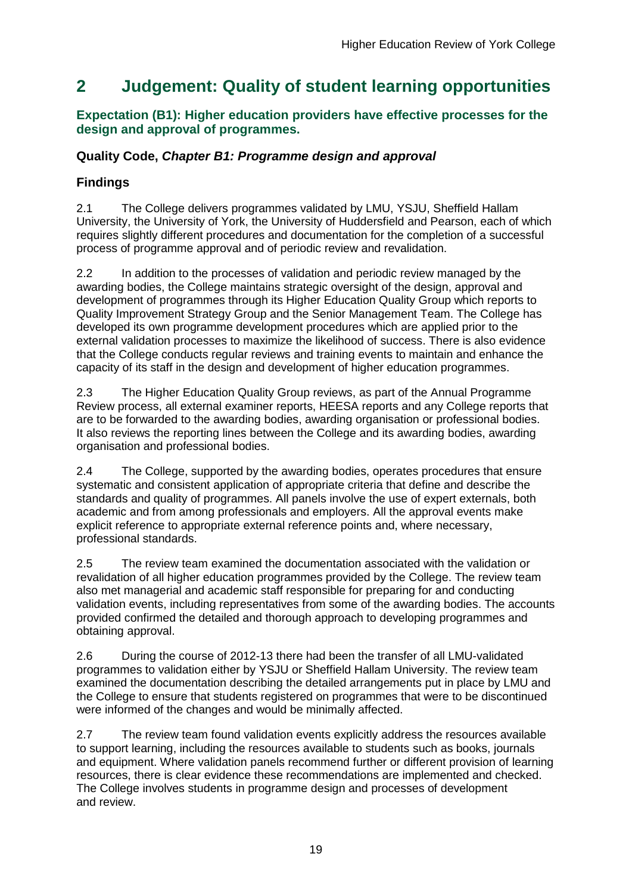# 2 Judgement: Quality of student learning opportunities

### Expectation (B1): Higher education providers have effective processes for the design and approval of programmes.

### Quality Code, *Chapter B1: Programme design and approval*

### Findings

2.1 The College delivers programmes validated by LMU, YSJU, Sheffield Hallam University, the University of York, the University of Huddersfield and Pearson, each of which requires slightly different procedures and documentation for the completion of a successful process of programme approval and of periodic review and revalidation.

2.2 In addition to the processes of validation and periodic review managed by the awarding bodies, the College maintains strategic oversight of the design, approval and development of programmes through its Higher Education Quality Group which reports to Quality Improvement Strategy Group and the Senior Management Team. The College has developed its own programme development procedures which are applied prior to the external validation processes to maximize the likelihood of success. There is also evidence that the College conducts regular reviews and training events to maintain and enhance the capacity of its staff in the design and development of higher education programmes.

2.3 The Higher Education Quality Group reviews, as part of the Annual Programme Review process, all external examiner reports, HEESA reports and any College reports that are to be forwarded to the awarding bodies, awarding organisation or professional bodies. It also reviews the reporting lines between the College and its awarding bodies, awarding organisation and professional bodies.

2.4 The College, supported by the awarding bodies, operates procedures that ensure systematic and consistent application of appropriate criteria that define and describe the standards and quality of programmes. All panels involve the use of expert externals, both academic and from among professionals and employers. All the approval events make explicit reference to appropriate external reference points and, where necessary, professional standards.

2.5 The review team examined the documentation associated with the validation or revalidation of all higher education programmes provided by the College. The review team also met managerial and academic staff responsible for preparing for and conducting validation events, including representatives from some of the awarding bodies. The accounts provided confirmed the detailed and thorough approach to developing programmes and obtaining approval.

2.6 During the course of 2012-13 there had been the transfer of all LMU-validated programmes to validation either by YSJU or Sheffield Hallam University. The review team examined the documentation describing the detailed arrangements put in place by LMU and the College to ensure that students registered on programmes that were to be discontinued were informed of the changes and would be minimally affected.

2.7 The review team found validation events explicitly address the resources available to support learning, including the resources available to students such as books, journals and equipment. Where validation panels recommend further or different provision of learning resources, there is clear evidence these recommendations are implemented and checked. The College involves students in programme design and processes of development and review.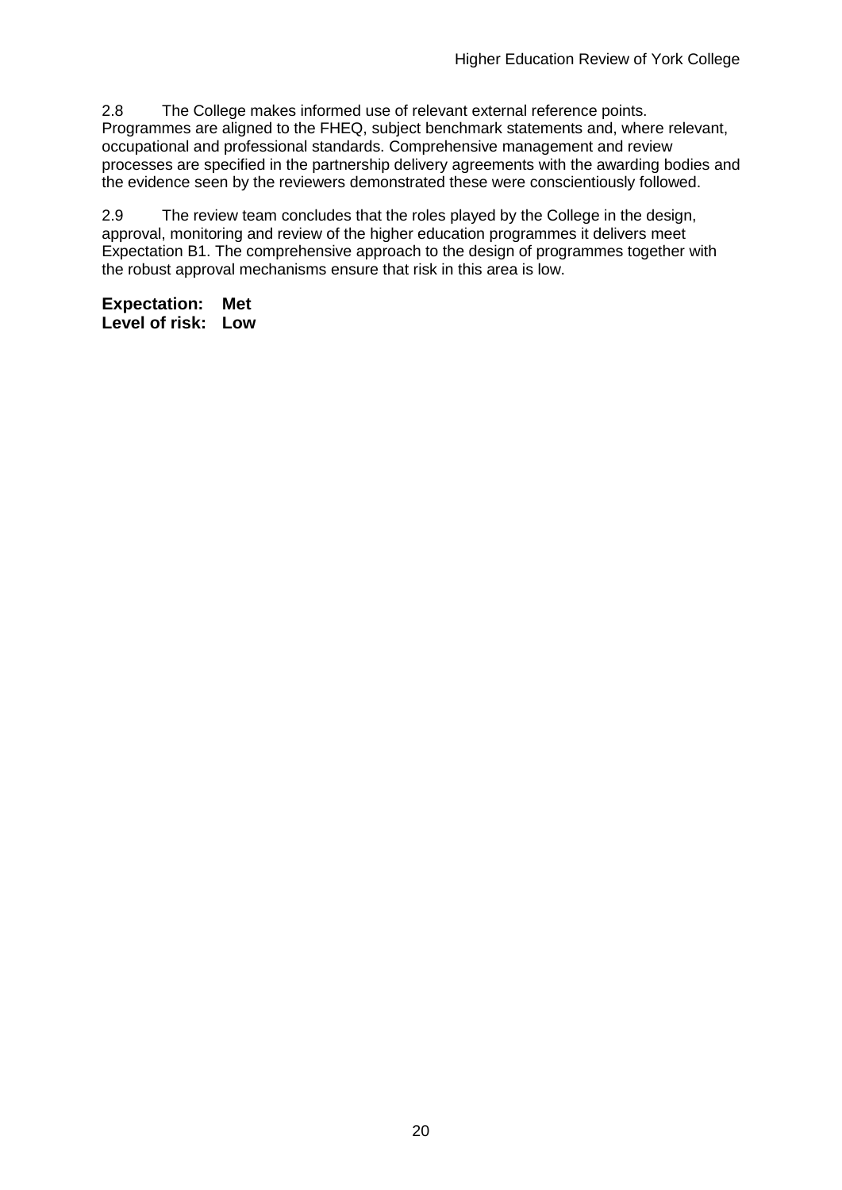2.8 The College makes informed use of relevant external reference points. Programmes are aligned to the FHEQ, subject benchmark statements and, where relevant, occupational and professional standards. Comprehensive management and review processes are specified in the partnership delivery agreements with the awarding bodies and the evidence seen by the reviewers demonstrated these were conscientiously followed.

2.9 The review team concludes that the roles played by the College in the design, approval, monitoring and review of the higher education programmes it delivers meet Expectation B1. The comprehensive approach to the design of programmes together with the robust approval mechanisms ensure that risk in this area is low.

**Expectation: Met**
**Level of risk: Low**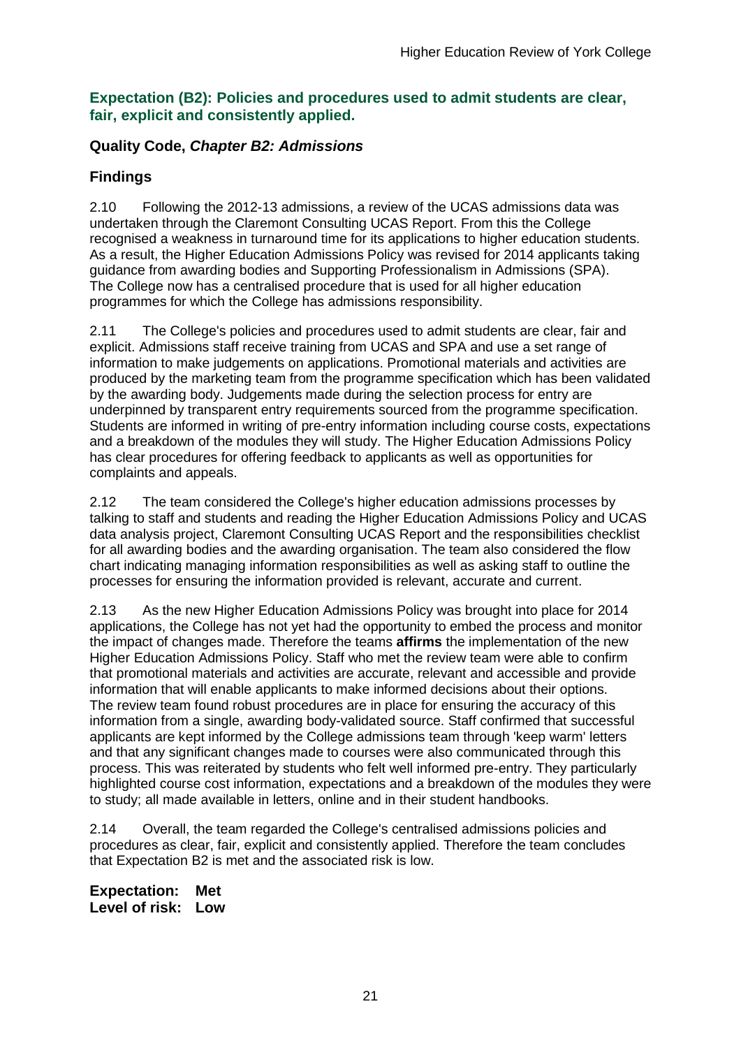### Expectation (B2): Policies and procedures used to admit students are clear, fair, explicit and consistently applied.

### Quality Code, *Chapter B2: Admissions*

### Findings

2.10 Following the 2012-13 admissions, a review of the UCAS admissions data was undertaken through the Claremont Consulting UCAS Report. From this the College recognised a weakness in turnaround time for its applications to higher education students. As a result, the Higher Education Admissions Policy was revised for 2014 applicants taking guidance from awarding bodies and Supporting Professionalism in Admissions (SPA). The College now has a centralised procedure that is used for all higher education programmes for which the College has admissions responsibility.

2.11 The College's policies and procedures used to admit students are clear, fair and explicit. Admissions staff receive training from UCAS and SPA and use a set range of information to make judgements on applications. Promotional materials and activities are produced by the marketing team from the programme specification which has been validated by the awarding body. Judgements made during the selection process for entry are underpinned by transparent entry requirements sourced from the programme specification. Students are informed in writing of pre-entry information including course costs, expectations and a breakdown of the modules they will study. The Higher Education Admissions Policy has clear procedures for offering feedback to applicants as well as opportunities for complaints and appeals.

2.12 The team considered the College's higher education admissions processes by talking to staff and students and reading the Higher Education Admissions Policy and UCAS data analysis project, Claremont Consulting UCAS Report and the responsibilities checklist for all awarding bodies and the awarding organisation. The team also considered the flow chart indicating managing information responsibilities as well as asking staff to outline the processes for ensuring the information provided is relevant, accurate and current.

2.13 As the new Higher Education Admissions Policy was brought into place for 2014 applications, the College has not yet had the opportunity to embed the process and monitor the impact of changes made. Therefore the teams **affirms** the implementation of the new Higher Education Admissions Policy. Staff who met the review team were able to confirm that promotional materials and activities are accurate, relevant and accessible and provide information that will enable applicants to make informed decisions about their options. The review team found robust procedures are in place for ensuring the accuracy of this information from a single, awarding body-validated source. Staff confirmed that successful applicants are kept informed by the College admissions team through 'keep warm' letters and that any significant changes made to courses were also communicated through this process. This was reiterated by students who felt well informed pre-entry. They particularly highlighted course cost information, expectations and a breakdown of the modules they were to study; all made available in letters, online and in their student handbooks.

2.14 Overall, the team regarded the College's centralised admissions policies and procedures as clear, fair, explicit and consistently applied. Therefore the team concludes that Expectation B2 is met and the associated risk is low.

**Expectation: Met**
**Level of risk: Low**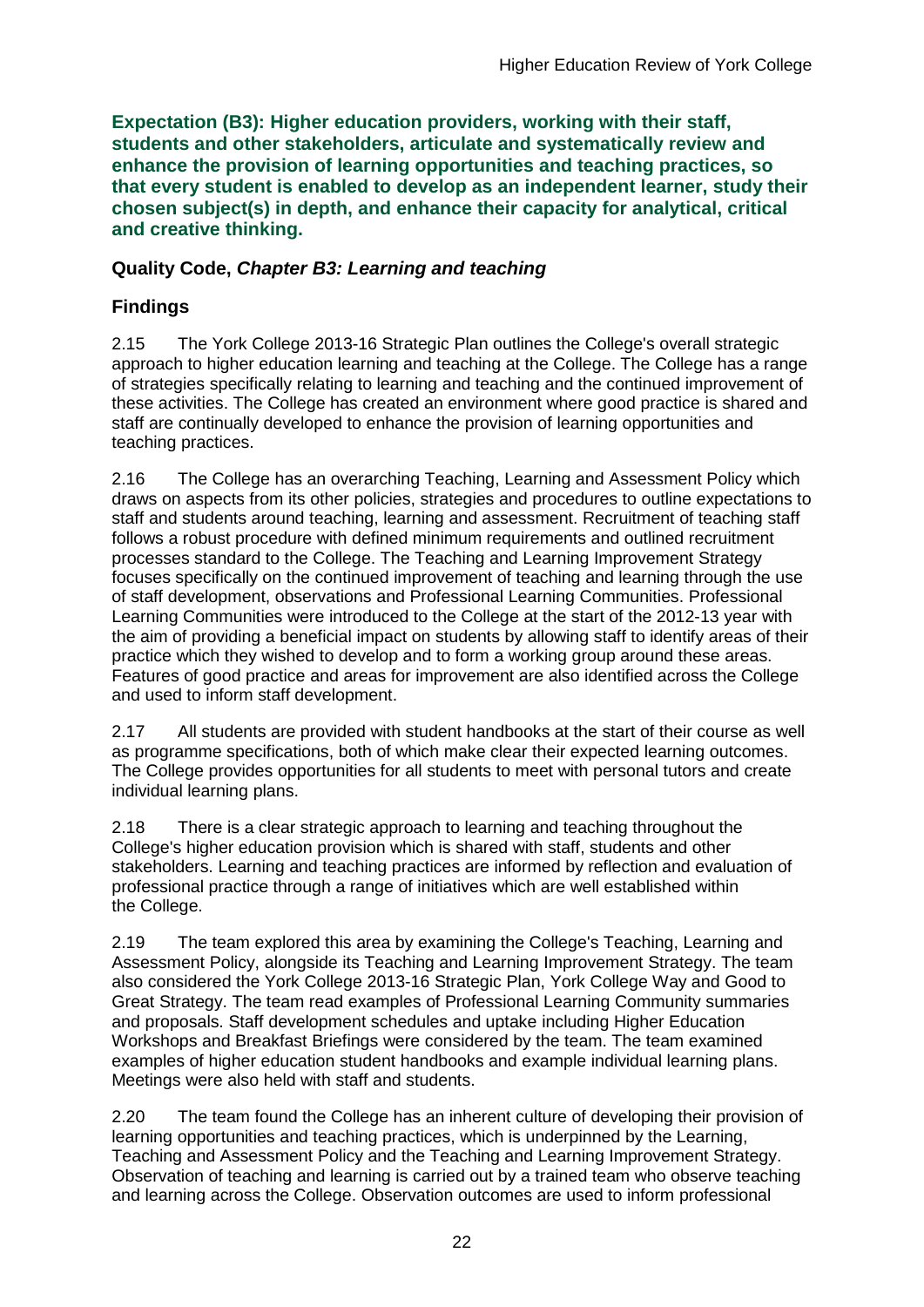**Expectation (B3): Higher education providers, working with their staff, students and other stakeholders, articulate and systematically review and enhance the provision of learning opportunities and teaching practices, so that every student is enabled to develop as an independent learner, study their chosen subject(s) in depth, and enhance their capacity for analytical, critical and creative thinking.**

### Quality Code, *Chapter B3: Learning and teaching*

### Findings

2.15 The York College 2013-16 Strategic Plan outlines the College's overall strategic approach to higher education learning and teaching at the College. The College has a range of strategies specifically relating to learning and teaching and the continued improvement of these activities. The College has created an environment where good practice is shared and staff are continually developed to enhance the provision of learning opportunities and teaching practices.

2.16 The College has an overarching Teaching, Learning and Assessment Policy which draws on aspects from its other policies, strategies and procedures to outline expectations to staff and students around teaching, learning and assessment. Recruitment of teaching staff follows a robust procedure with defined minimum requirements and outlined recruitment processes standard to the College. The Teaching and Learning Improvement Strategy focuses specifically on the continued improvement of teaching and learning through the use of staff development, observations and Professional Learning Communities. Professional Learning Communities were introduced to the College at the start of the 2012-13 year with the aim of providing a beneficial impact on students by allowing staff to identify areas of their practice which they wished to develop and to form a working group around these areas. Features of good practice and areas for improvement are also identified across the College and used to inform staff development.

2.17 All students are provided with student handbooks at the start of their course as well as programme specifications, both of which make clear their expected learning outcomes. The College provides opportunities for all students to meet with personal tutors and create individual learning plans.

2.18 There is a clear strategic approach to learning and teaching throughout the College's higher education provision which is shared with staff, students and other stakeholders. Learning and teaching practices are informed by reflection and evaluation of professional practice through a range of initiatives which are well established within the College.

2.19 The team explored this area by examining the College's Teaching, Learning and Assessment Policy, alongside its Teaching and Learning Improvement Strategy. The team also considered the York College 2013-16 Strategic Plan, York College Way and Good to Great Strategy. The team read examples of Professional Learning Community summaries and proposals. Staff development schedules and uptake including Higher Education Workshops and Breakfast Briefings were considered by the team. The team examined examples of higher education student handbooks and example individual learning plans. Meetings were also held with staff and students.

2.20 The team found the College has an inherent culture of developing their provision of learning opportunities and teaching practices, which is underpinned by the Learning, Teaching and Assessment Policy and the Teaching and Learning Improvement Strategy. Observation of teaching and learning is carried out by a trained team who observe teaching and learning across the College. Observation outcomes are used to inform professional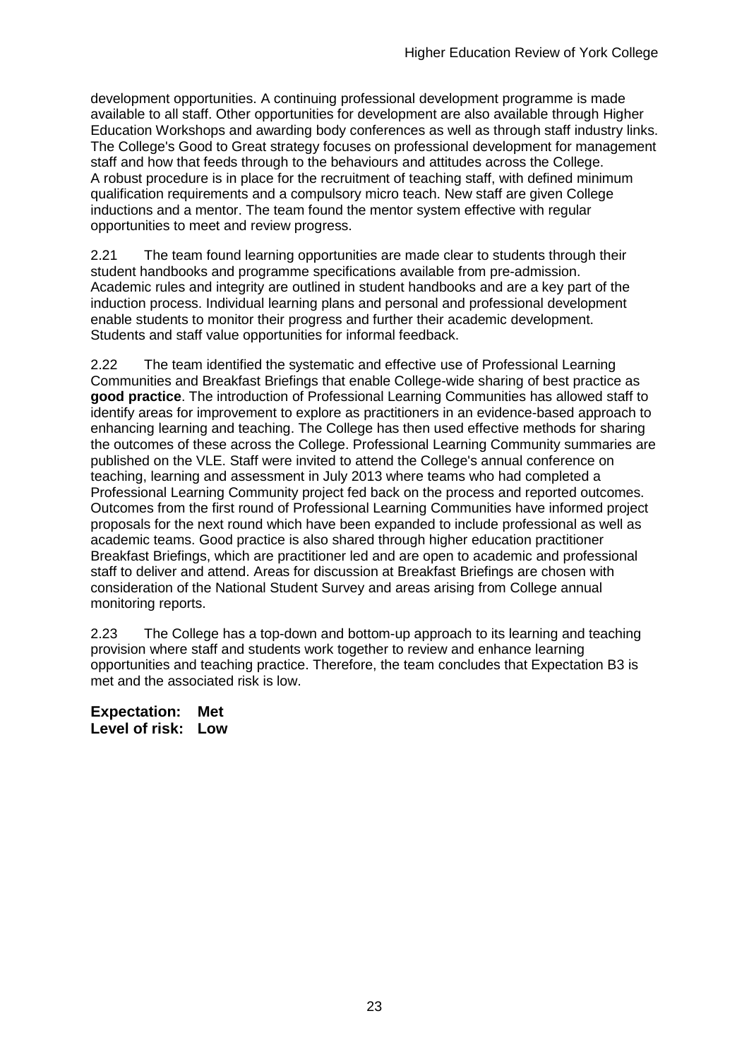development opportunities. A continuing professional development programme is made available to all staff. Other opportunities for development are also available through Higher Education Workshops and awarding body conferences as well as through staff industry links. The College's Good to Great strategy focuses on professional development for management staff and how that feeds through to the behaviours and attitudes across the College. A robust procedure is in place for the recruitment of teaching staff, with defined minimum qualification requirements and a compulsory micro teach. New staff are given College inductions and a mentor. The team found the mentor system effective with regular opportunities to meet and review progress.

2.21 The team found learning opportunities are made clear to students through their student handbooks and programme specifications available from pre-admission. Academic rules and integrity are outlined in student handbooks and are a key part of the induction process. Individual learning plans and personal and professional development enable students to monitor their progress and further their academic development. Students and staff value opportunities for informal feedback.

2.22 The team identified the systematic and effective use of Professional Learning Communities and Breakfast Briefings that enable College-wide sharing of best practice as **good practice**. The introduction of Professional Learning Communities has allowed staff to identify areas for improvement to explore as practitioners in an evidence-based approach to enhancing learning and teaching. The College has then used effective methods for sharing the outcomes of these across the College. Professional Learning Community summaries are published on the VLE. Staff were invited to attend the College's annual conference on teaching, learning and assessment in July 2013 where teams who had completed a Professional Learning Community project fed back on the process and reported outcomes. Outcomes from the first round of Professional Learning Communities have informed project proposals for the next round which have been expanded to include professional as well as academic teams. Good practice is also shared through higher education practitioner Breakfast Briefings, which are practitioner led and are open to academic and professional staff to deliver and attend. Areas for discussion at Breakfast Briefings are chosen with consideration of the National Student Survey and areas arising from College annual monitoring reports.

2.23 The College has a top-down and bottom-up approach to its learning and teaching provision where staff and students work together to review and enhance learning opportunities and teaching practice. Therefore, the team concludes that Expectation B3 is met and the associated risk is low.

**Expectation: Met**
**Level of risk: Low**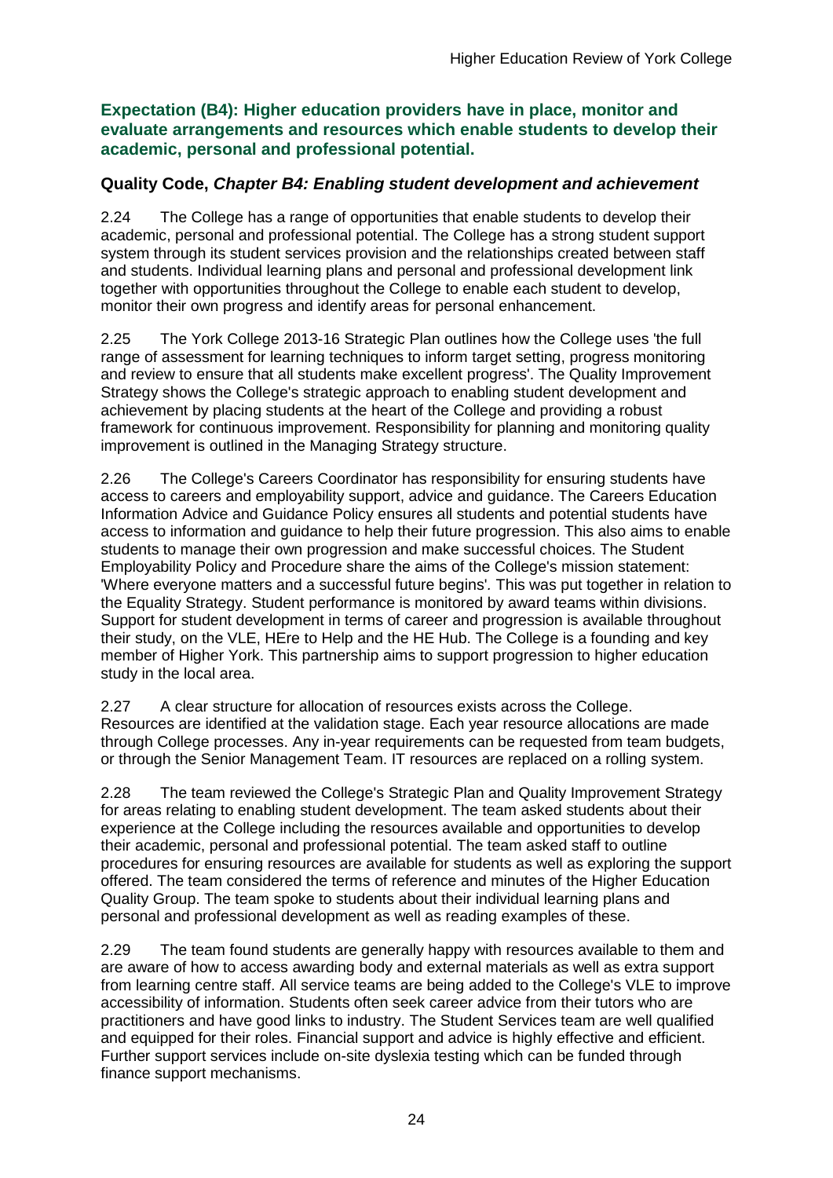## Expectation (B4): Higher education providers have in place, monitor and evaluate arrangements and resources which enable students to develop their academic, personal and professional potential.

### Quality Code, *Chapter B4: Enabling student development and achievement*

2.24 The College has a range of opportunities that enable students to develop their academic, personal and professional potential. The College has a strong student support system through its student services provision and the relationships created between staff and students. Individual learning plans and personal and professional development link together with opportunities throughout the College to enable each student to develop, monitor their own progress and identify areas for personal enhancement.

2.25 The York College 2013-16 Strategic Plan outlines how the College uses 'the full range of assessment for learning techniques to inform target setting, progress monitoring and review to ensure that all students make excellent progress'. The Quality Improvement Strategy shows the College's strategic approach to enabling student development and achievement by placing students at the heart of the College and providing a robust framework for continuous improvement. Responsibility for planning and monitoring quality improvement is outlined in the Managing Strategy structure.

2.26 The College's Careers Coordinator has responsibility for ensuring students have access to careers and employability support, advice and guidance. The Careers Education Information Advice and Guidance Policy ensures all students and potential students have access to information and guidance to help their future progression. This also aims to enable students to manage their own progression and make successful choices. The Student Employability Policy and Procedure share the aims of the College's mission statement: 'Where everyone matters and a successful future begins'. This was put together in relation to the Equality Strategy. Student performance is monitored by award teams within divisions. Support for student development in terms of career and progression is available throughout their study, on the VLE, HEre to Help and the HE Hub. The College is a founding and key member of Higher York. This partnership aims to support progression to higher education study in the local area.

2.27 A clear structure for allocation of resources exists across the College. Resources are identified at the validation stage. Each year resource allocations are made through College processes. Any in-year requirements can be requested from team budgets, or through the Senior Management Team. IT resources are replaced on a rolling system.

2.28 The team reviewed the College's Strategic Plan and Quality Improvement Strategy for areas relating to enabling student development. The team asked students about their experience at the College including the resources available and opportunities to develop their academic, personal and professional potential. The team asked staff to outline procedures for ensuring resources are available for students as well as exploring the support offered. The team considered the terms of reference and minutes of the Higher Education Quality Group. The team spoke to students about their individual learning plans and personal and professional development as well as reading examples of these.

2.29 The team found students are generally happy with resources available to them and are aware of how to access awarding body and external materials as well as extra support from learning centre staff. All service teams are being added to the College's VLE to improve accessibility of information. Students often seek career advice from their tutors who are practitioners and have good links to industry. The Student Services team are well qualified and equipped for their roles. Financial support and advice is highly effective and efficient. Further support services include on-site dyslexia testing which can be funded through finance support mechanisms.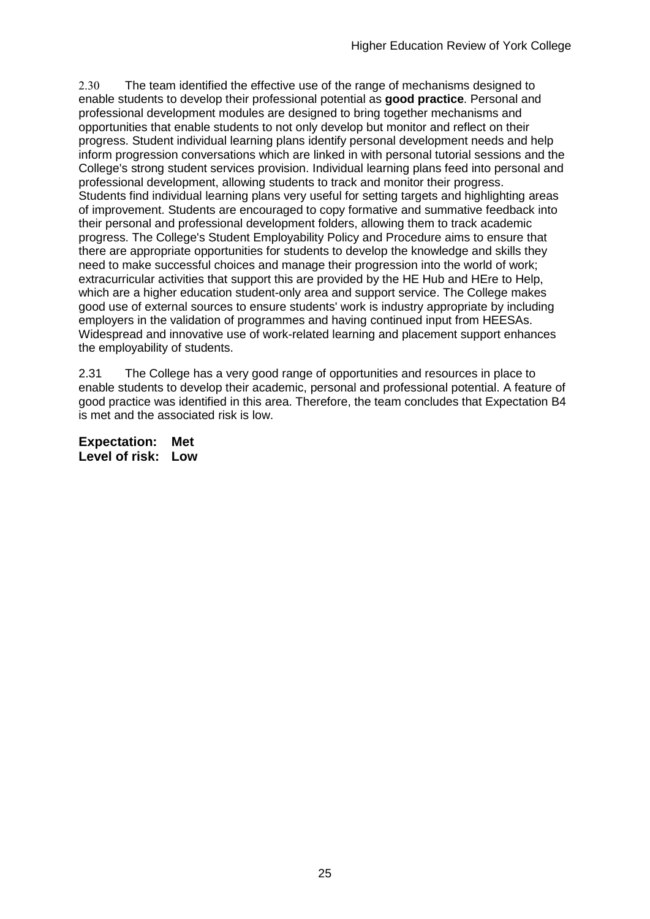2.30 The team identified the effective use of the range of mechanisms designed to enable students to develop their professional potential as **good practice**. Personal and professional development modules are designed to bring together mechanisms and opportunities that enable students to not only develop but monitor and reflect on their progress. Student individual learning plans identify personal development needs and help inform progression conversations which are linked in with personal tutorial sessions and the College's strong student services provision. Individual learning plans feed into personal and professional development, allowing students to track and monitor their progress. Students find individual learning plans very useful for setting targets and highlighting areas of improvement. Students are encouraged to copy formative and summative feedback into their personal and professional development folders, allowing them to track academic progress. The College's Student Employability Policy and Procedure aims to ensure that there are appropriate opportunities for students to develop the knowledge and skills they need to make successful choices and manage their progression into the world of work; extracurricular activities that support this are provided by the HE Hub and HEre to Help, which are a higher education student-only area and support service. The College makes good use of external sources to ensure students' work is industry appropriate by including employers in the validation of programmes and having continued input from HEESAs. Widespread and innovative use of work-related learning and placement support enhances the employability of students.

2.31 The College has a very good range of opportunities and resources in place to enable students to develop their academic, personal and professional potential. A feature of good practice was identified in this area. Therefore, the team concludes that Expectation B4 is met and the associated risk is low.

**Expectation: Met**
**Level of risk: Low**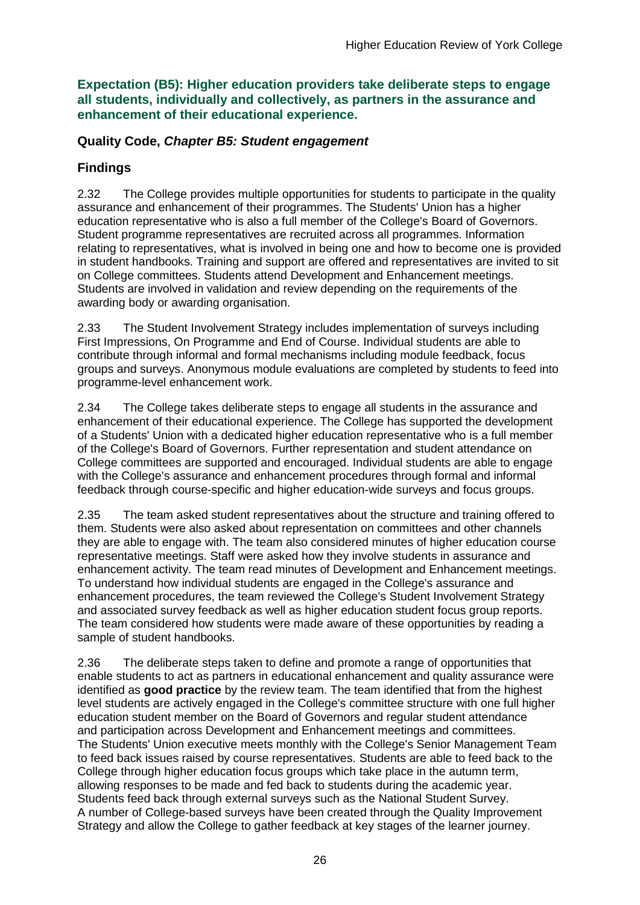**Expectation (B5): Higher education providers take deliberate steps to engage all students, individually and collectively, as partners in the assurance and enhancement of their educational experience.**

**Quality Code, *Chapter B5: Student engagement***

## Findings

2.32 The College provides multiple opportunities for students to participate in the quality assurance and enhancement of their programmes. The Students' Union has a higher education representative who is also a full member of the College's Board of Governors. Student programme representatives are recruited across all programmes. Information relating to representatives, what is involved in being one and how to become one is provided in student handbooks. Training and support are offered and representatives are invited to sit on College committees. Students attend Development and Enhancement meetings. Students are involved in validation and review depending on the requirements of the awarding body or awarding organisation.

2.33 The Student Involvement Strategy includes implementation of surveys including First Impressions, On Programme and End of Course. Individual students are able to contribute through informal and formal mechanisms including module feedback, focus groups and surveys. Anonymous module evaluations are completed by students to feed into programme-level enhancement work.

2.34 The College takes deliberate steps to engage all students in the assurance and enhancement of their educational experience. The College has supported the development of a Students' Union with a dedicated higher education representative who is a full member of the College's Board of Governors. Further representation and student attendance on College committees are supported and encouraged. Individual students are able to engage with the College's assurance and enhancement procedures through formal and informal feedback through course-specific and higher education-wide surveys and focus groups.

2.35 The team asked student representatives about the structure and training offered to them. Students were also asked about representation on committees and other channels they are able to engage with. The team also considered minutes of higher education course representative meetings. Staff were asked how they involve students in assurance and enhancement activity. The team read minutes of Development and Enhancement meetings. To understand how individual students are engaged in the College's assurance and enhancement procedures, the team reviewed the College's Student Involvement Strategy and associated survey feedback as well as higher education student focus group reports. The team considered how students were made aware of these opportunities by reading a sample of student handbooks.

2.36 The deliberate steps taken to define and promote a range of opportunities that enable students to act as partners in educational enhancement and quality assurance were identified as **good practice** by the review team. The team identified that from the highest level students are actively engaged in the College's committee structure with one full higher education student member on the Board of Governors and regular student attendance and participation across Development and Enhancement meetings and committees. The Students' Union executive meets monthly with the College's Senior Management Team to feed back issues raised by course representatives. Students are able to feed back to the College through higher education focus groups which take place in the autumn term, allowing responses to be made and fed back to students during the academic year. Students feed back through external surveys such as the National Student Survey. A number of College-based surveys have been created through the Quality Improvement Strategy and allow the College to gather feedback at key stages of the learner journey.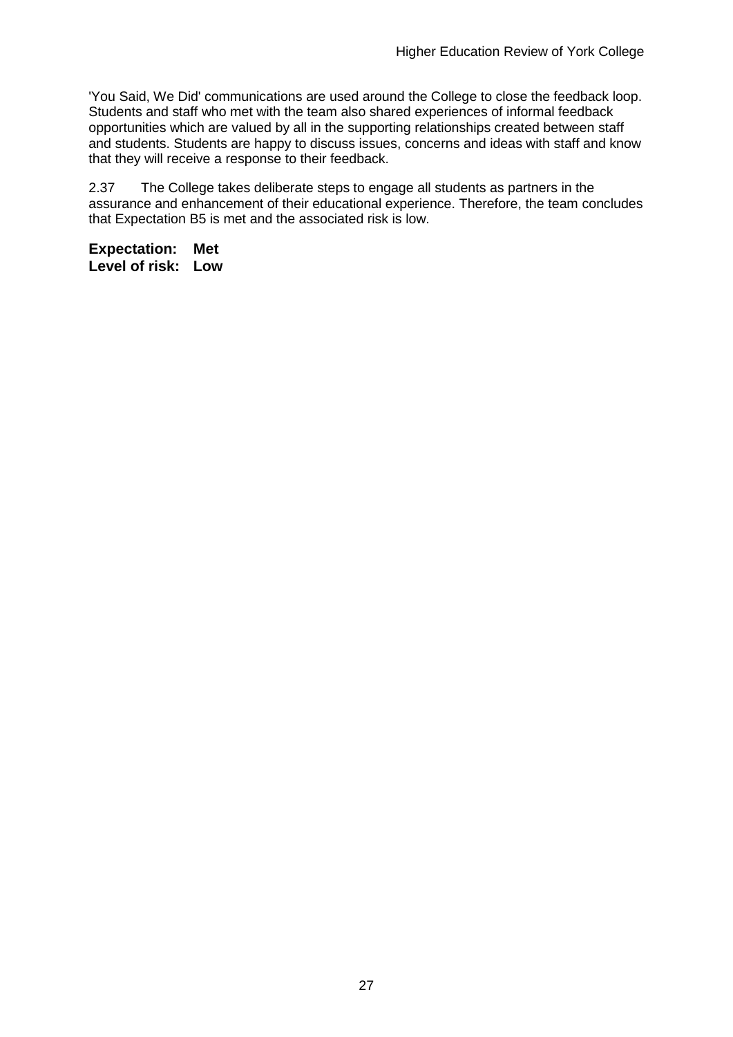'You Said, We Did' communications are used around the College to close the feedback loop. Students and staff who met with the team also shared experiences of informal feedback opportunities which are valued by all in the supporting relationships created between staff and students. Students are happy to discuss issues, concerns and ideas with staff and know that they will receive a response to their feedback.

2.37 The College takes deliberate steps to engage all students as partners in the assurance and enhancement of their educational experience. Therefore, the team concludes that Expectation B5 is met and the associated risk is low.

**Expectation: Met**
**Level of risk: Low**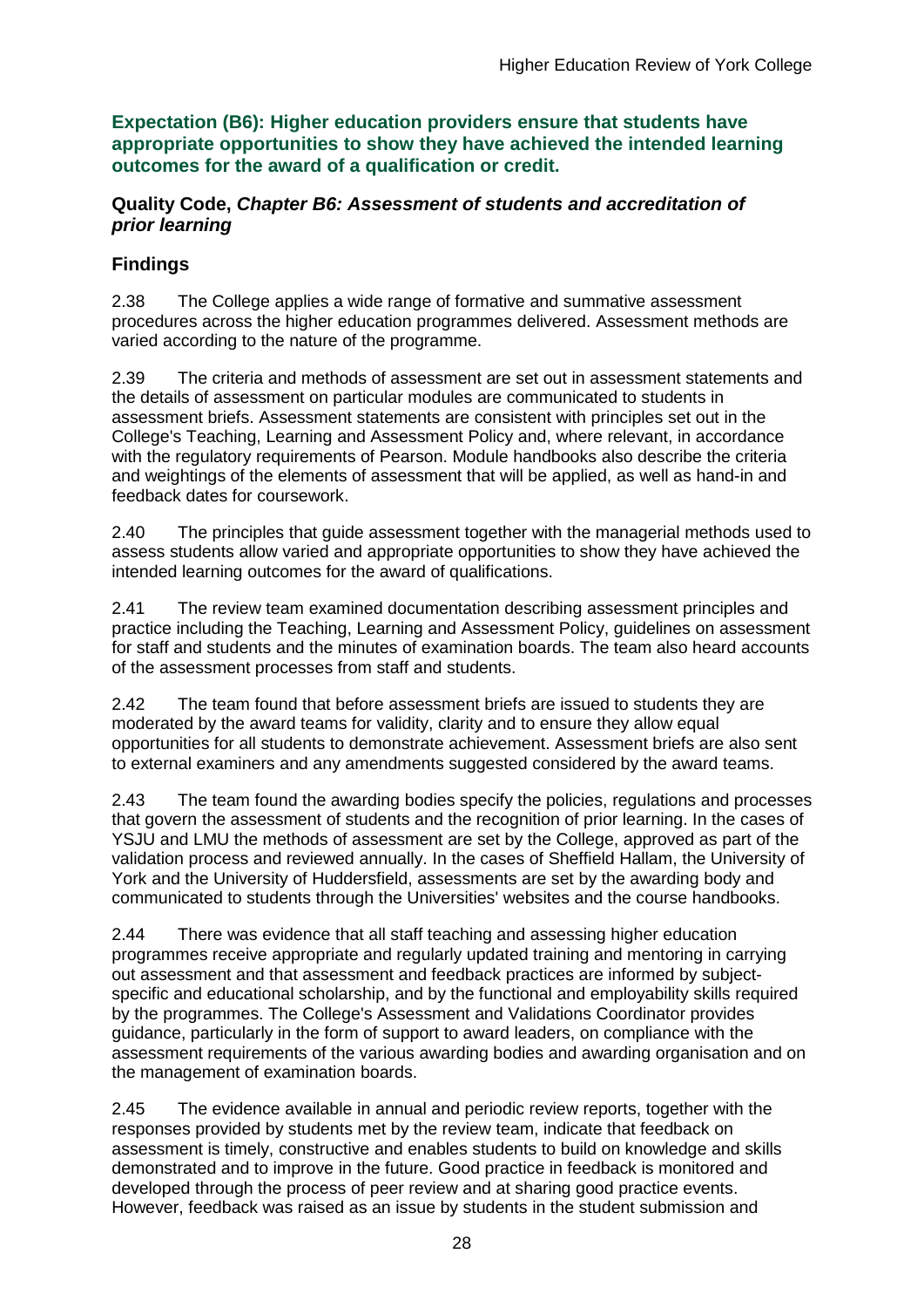### Expectation (B6): Higher education providers ensure that students have appropriate opportunities to show they have achieved the intended learning outcomes for the award of a qualification or credit.

#### Quality Code, *Chapter B6: Assessment of students and accreditation of prior learning*

### Findings

2.38 The College applies a wide range of formative and summative assessment procedures across the higher education programmes delivered. Assessment methods are varied according to the nature of the programme.

2.39 The criteria and methods of assessment are set out in assessment statements and the details of assessment on particular modules are communicated to students in assessment briefs. Assessment statements are consistent with principles set out in the College's Teaching, Learning and Assessment Policy and, where relevant, in accordance with the regulatory requirements of Pearson. Module handbooks also describe the criteria and weightings of the elements of assessment that will be applied, as well as hand-in and feedback dates for coursework.

2.40 The principles that guide assessment together with the managerial methods used to assess students allow varied and appropriate opportunities to show they have achieved the intended learning outcomes for the award of qualifications.

2.41 The review team examined documentation describing assessment principles and practice including the Teaching, Learning and Assessment Policy, guidelines on assessment for staff and students and the minutes of examination boards. The team also heard accounts of the assessment processes from staff and students.

2.42 The team found that before assessment briefs are issued to students they are moderated by the award teams for validity, clarity and to ensure they allow equal opportunities for all students to demonstrate achievement. Assessment briefs are also sent to external examiners and any amendments suggested considered by the award teams.

2.43 The team found the awarding bodies specify the policies, regulations and processes that govern the assessment of students and the recognition of prior learning. In the cases of YSJU and LMU the methods of assessment are set by the College, approved as part of the validation process and reviewed annually. In the cases of Sheffield Hallam, the University of York and the University of Huddersfield, assessments are set by the awarding body and communicated to students through the Universities' websites and the course handbooks.

2.44 There was evidence that all staff teaching and assessing higher education programmes receive appropriate and regularly updated training and mentoring in carrying out assessment and that assessment and feedback practices are informed by subject-specific and educational scholarship, and by the functional and employability skills required by the programmes. The College's Assessment and Validations Coordinator provides guidance, particularly in the form of support to award leaders, on compliance with the assessment requirements of the various awarding bodies and awarding organisation and on the management of examination boards.

2.45 The evidence available in annual and periodic review reports, together with the responses provided by students met by the review team, indicate that feedback on assessment is timely, constructive and enables students to build on knowledge and skills demonstrated and to improve in the future. Good practice in feedback is monitored and developed through the process of peer review and at sharing good practice events. However, feedback was raised as an issue by students in the student submission and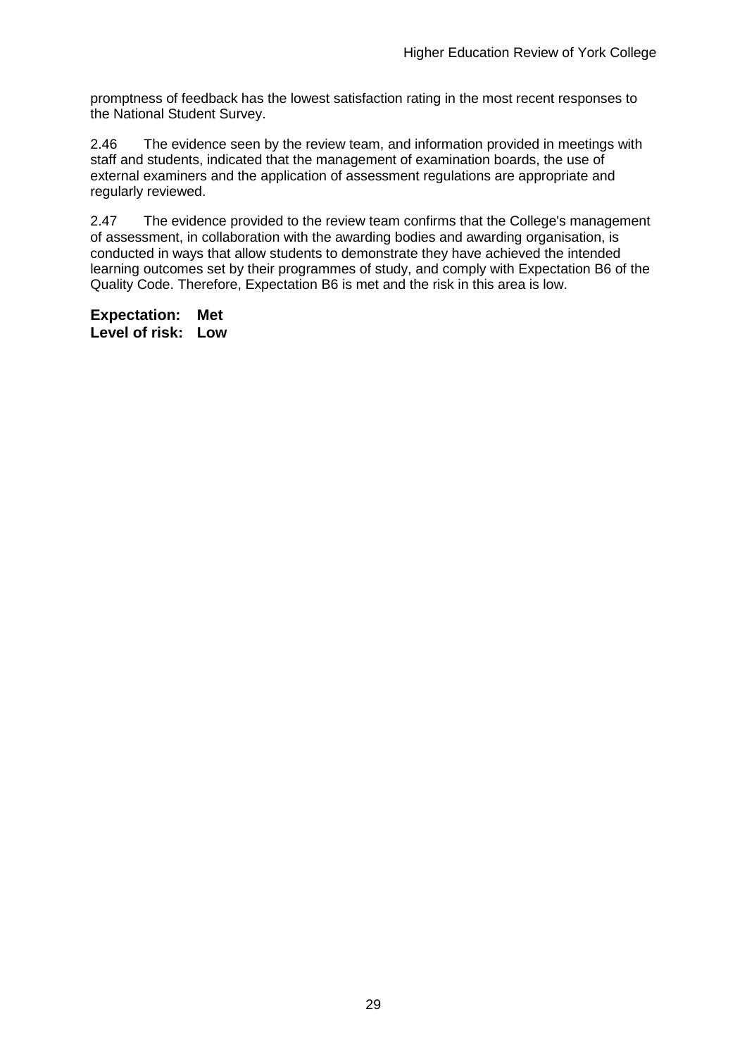promptness of feedback has the lowest satisfaction rating in the most recent responses to the National Student Survey.

2.46 The evidence seen by the review team, and information provided in meetings with staff and students, indicated that the management of examination boards, the use of external examiners and the application of assessment regulations are appropriate and regularly reviewed.

2.47 The evidence provided to the review team confirms that the College's management of assessment, in collaboration with the awarding bodies and awarding organisation, is conducted in ways that allow students to demonstrate they have achieved the intended learning outcomes set by their programmes of study, and comply with Expectation B6 of the Quality Code. Therefore, Expectation B6 is met and the risk in this area is low.

**Expectation: Met**
**Level of risk: Low**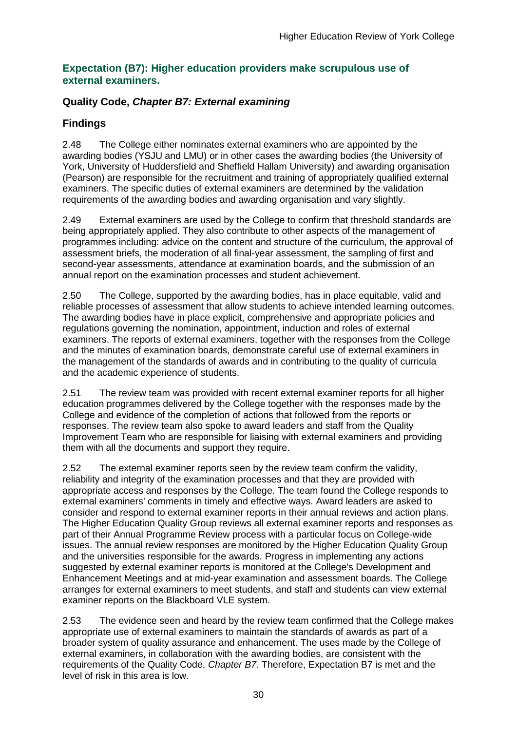### Expectation (B7): Higher education providers make scrupulous use of external examiners.

#### Quality Code, *Chapter B7: External examining*

#### Findings

2.48 The College either nominates external examiners who are appointed by the awarding bodies (YSJU and LMU) or in other cases the awarding bodies (the University of York, University of Huddersfield and Sheffield Hallam University) and awarding organisation (Pearson) are responsible for the recruitment and training of appropriately qualified external examiners. The specific duties of external examiners are determined by the validation requirements of the awarding bodies and awarding organisation and vary slightly.

2.49 External examiners are used by the College to confirm that threshold standards are being appropriately applied. They also contribute to other aspects of the management of programmes including: advice on the content and structure of the curriculum, the approval of assessment briefs, the moderation of all final-year assessment, the sampling of first and second-year assessments, attendance at examination boards, and the submission of an annual report on the examination processes and student achievement.

2.50 The College, supported by the awarding bodies, has in place equitable, valid and reliable processes of assessment that allow students to achieve intended learning outcomes. The awarding bodies have in place explicit, comprehensive and appropriate policies and regulations governing the nomination, appointment, induction and roles of external examiners. The reports of external examiners, together with the responses from the College and the minutes of examination boards, demonstrate careful use of external examiners in the management of the standards of awards and in contributing to the quality of curricula and the academic experience of students.

2.51 The review team was provided with recent external examiner reports for all higher education programmes delivered by the College together with the responses made by the College and evidence of the completion of actions that followed from the reports or responses. The review team also spoke to award leaders and staff from the Quality Improvement Team who are responsible for liaising with external examiners and providing them with all the documents and support they require.

2.52 The external examiner reports seen by the review team confirm the validity, reliability and integrity of the examination processes and that they are provided with appropriate access and responses by the College. The team found the College responds to external examiners' comments in timely and effective ways. Award leaders are asked to consider and respond to external examiner reports in their annual reviews and action plans. The Higher Education Quality Group reviews all external examiner reports and responses as part of their Annual Programme Review process with a particular focus on College-wide issues. The annual review responses are monitored by the Higher Education Quality Group and the universities responsible for the awards. Progress in implementing any actions suggested by external examiner reports is monitored at the College's Development and Enhancement Meetings and at mid-year examination and assessment boards. The College arranges for external examiners to meet students, and staff and students can view external examiner reports on the Blackboard VLE system.

2.53 The evidence seen and heard by the review team confirmed that the College makes appropriate use of external examiners to maintain the standards of awards as part of a broader system of quality assurance and enhancement. The uses made by the College of external examiners, in collaboration with the awarding bodies, are consistent with the requirements of the Quality Code, *Chapter B7*. Therefore, Expectation B7 is met and the level of risk in this area is low.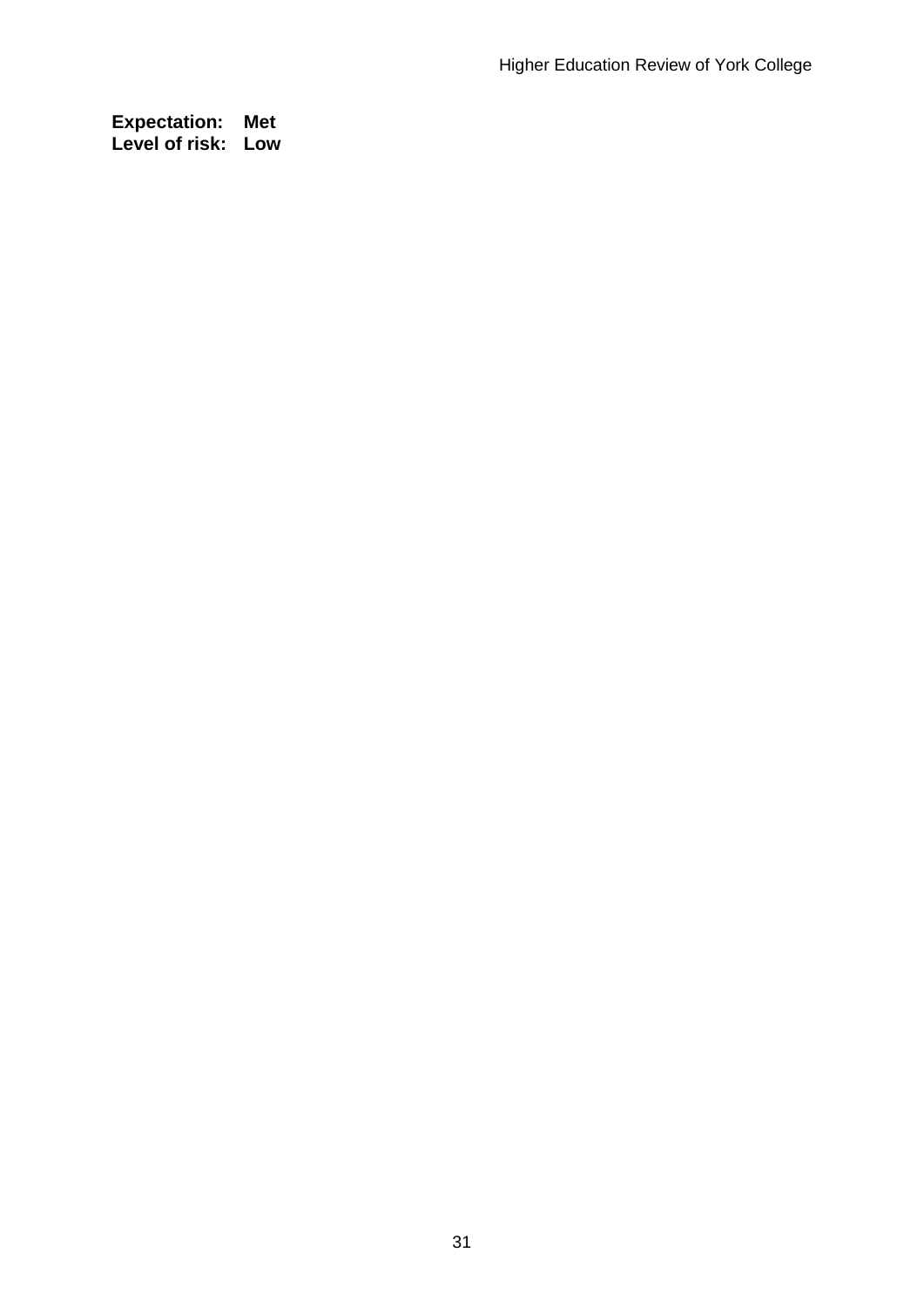**Expectation: Met**
**Level of risk: Low**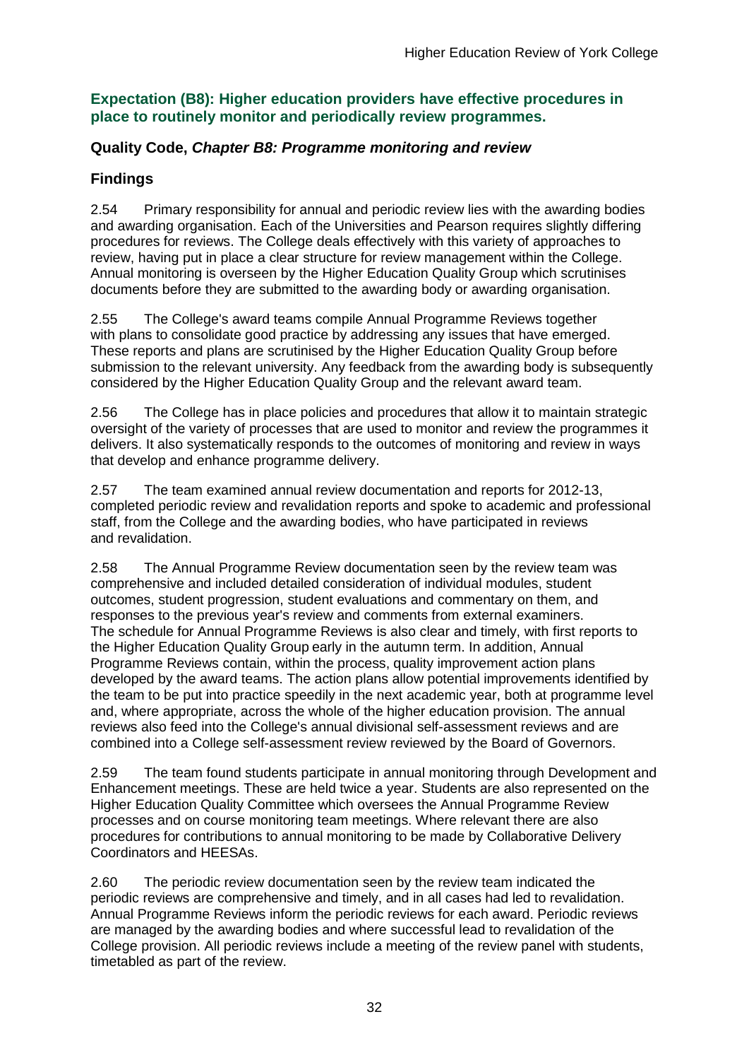### Expectation (B8): Higher education providers have effective procedures in place to routinely monitor and periodically review programmes.

### Quality Code, *Chapter B8: Programme monitoring and review*

### Findings

2.54 Primary responsibility for annual and periodic review lies with the awarding bodies and awarding organisation. Each of the Universities and Pearson requires slightly differing procedures for reviews. The College deals effectively with this variety of approaches to review, having put in place a clear structure for review management within the College. Annual monitoring is overseen by the Higher Education Quality Group which scrutinises documents before they are submitted to the awarding body or awarding organisation.

2.55 The College's award teams compile Annual Programme Reviews together with plans to consolidate good practice by addressing any issues that have emerged. These reports and plans are scrutinised by the Higher Education Quality Group before submission to the relevant university. Any feedback from the awarding body is subsequently considered by the Higher Education Quality Group and the relevant award team.

2.56 The College has in place policies and procedures that allow it to maintain strategic oversight of the variety of processes that are used to monitor and review the programmes it delivers. It also systematically responds to the outcomes of monitoring and review in ways that develop and enhance programme delivery.

2.57 The team examined annual review documentation and reports for 2012-13, completed periodic review and revalidation reports and spoke to academic and professional staff, from the College and the awarding bodies, who have participated in reviews and revalidation.

2.58 The Annual Programme Review documentation seen by the review team was comprehensive and included detailed consideration of individual modules, student outcomes, student progression, student evaluations and commentary on them, and responses to the previous year's review and comments from external examiners. The schedule for Annual Programme Reviews is also clear and timely, with first reports to the Higher Education Quality Group early in the autumn term. In addition, Annual Programme Reviews contain, within the process, quality improvement action plans developed by the award teams. The action plans allow potential improvements identified by the team to be put into practice speedily in the next academic year, both at programme level and, where appropriate, across the whole of the higher education provision. The annual reviews also feed into the College's annual divisional self-assessment reviews and are combined into a College self-assessment review reviewed by the Board of Governors.

2.59 The team found students participate in annual monitoring through Development and Enhancement meetings. These are held twice a year. Students are also represented on the Higher Education Quality Committee which oversees the Annual Programme Review processes and on course monitoring team meetings. Where relevant there are also procedures for contributions to annual monitoring to be made by Collaborative Delivery Coordinators and HEESAs.

2.60 The periodic review documentation seen by the review team indicated the periodic reviews are comprehensive and timely, and in all cases had led to revalidation. Annual Programme Reviews inform the periodic reviews for each award. Periodic reviews are managed by the awarding bodies and where successful lead to revalidation of the College provision. All periodic reviews include a meeting of the review panel with students, timetabled as part of the review.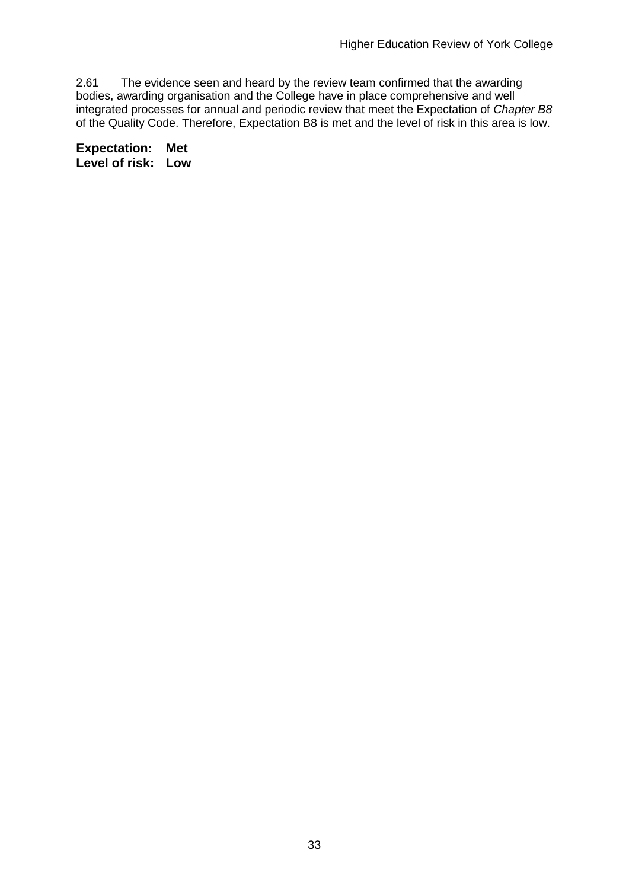2.61 The evidence seen and heard by the review team confirmed that the awarding bodies, awarding organisation and the College have in place comprehensive and well integrated processes for annual and periodic review that meet the Expectation of *Chapter B8* of the Quality Code. Therefore, Expectation B8 is met and the level of risk in this area is low.

**Expectation: Met**
**Level of risk: Low**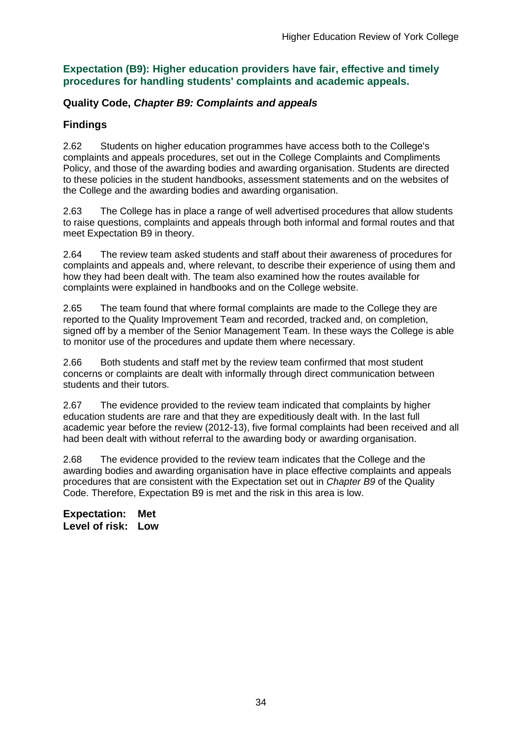### Expectation (B9): Higher education providers have fair, effective and timely procedures for handling students' complaints and academic appeals.

### Quality Code, *Chapter B9: Complaints and appeals*

### Findings

2.62 Students on higher education programmes have access both to the College's complaints and appeals procedures, set out in the College Complaints and Compliments Policy, and those of the awarding bodies and awarding organisation. Students are directed to these policies in the student handbooks, assessment statements and on the websites of the College and the awarding bodies and awarding organisation.

2.63 The College has in place a range of well advertised procedures that allow students to raise questions, complaints and appeals through both informal and formal routes and that meet Expectation B9 in theory.

2.64 The review team asked students and staff about their awareness of procedures for complaints and appeals and, where relevant, to describe their experience of using them and how they had been dealt with. The team also examined how the routes available for complaints were explained in handbooks and on the College website.

2.65 The team found that where formal complaints are made to the College they are reported to the Quality Improvement Team and recorded, tracked and, on completion, signed off by a member of the Senior Management Team. In these ways the College is able to monitor use of the procedures and update them where necessary.

2.66 Both students and staff met by the review team confirmed that most student concerns or complaints are dealt with informally through direct communication between students and their tutors.

2.67 The evidence provided to the review team indicated that complaints by higher education students are rare and that they are expeditiously dealt with. In the last full academic year before the review (2012-13), five formal complaints had been received and all had been dealt with without referral to the awarding body or awarding organisation.

2.68 The evidence provided to the review team indicates that the College and the awarding bodies and awarding organisation have in place effective complaints and appeals procedures that are consistent with the Expectation set out in *Chapter B9* of the Quality Code. Therefore, Expectation B9 is met and the risk in this area is low.

**Expectation: Met**
**Level of risk: Low**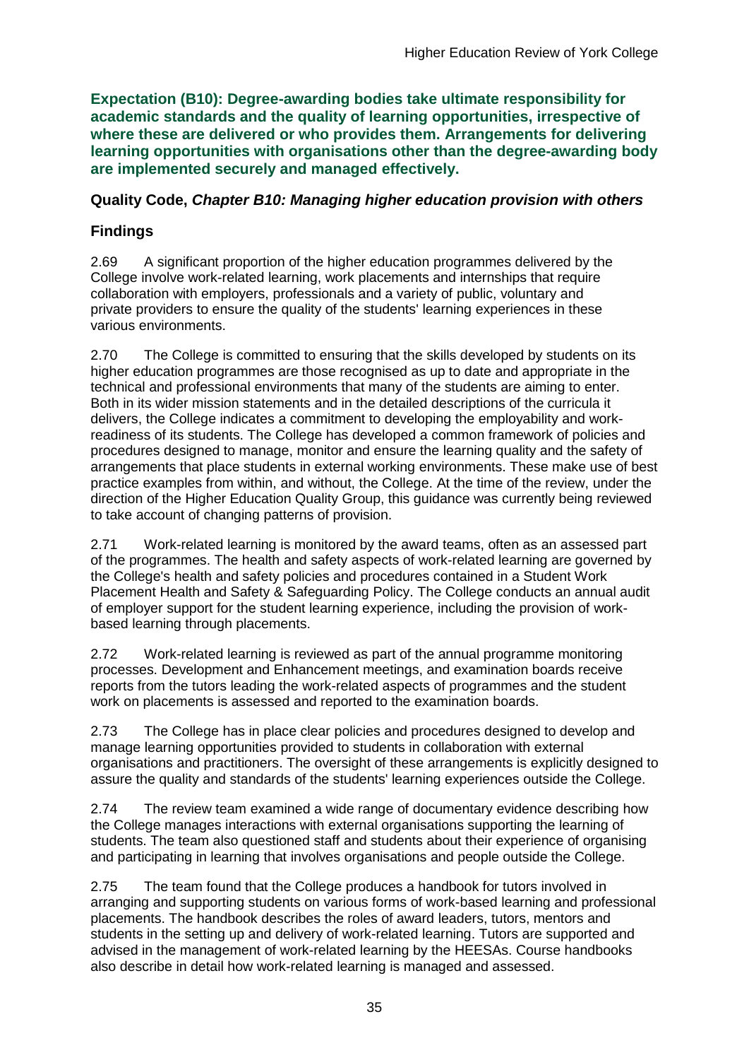**Expectation (B10): Degree-awarding bodies take ultimate responsibility for academic standards and the quality of learning opportunities, irrespective of where these are delivered or who provides them. Arrangements for delivering learning opportunities with organisations other than the degree-awarding body are implemented securely and managed effectively.**

### Quality Code, *Chapter B10: Managing higher education provision with others*

### Findings

2.69 A significant proportion of the higher education programmes delivered by the College involve work-related learning, work placements and internships that require collaboration with employers, professionals and a variety of public, voluntary and private providers to ensure the quality of the students' learning experiences in these various environments.

2.70 The College is committed to ensuring that the skills developed by students on its higher education programmes are those recognised as up to date and appropriate in the technical and professional environments that many of the students are aiming to enter. Both in its wider mission statements and in the detailed descriptions of the curricula it delivers, the College indicates a commitment to developing the employability and work-readiness of its students. The College has developed a common framework of policies and procedures designed to manage, monitor and ensure the learning quality and the safety of arrangements that place students in external working environments. These make use of best practice examples from within, and without, the College. At the time of the review, under the direction of the Higher Education Quality Group, this guidance was currently being reviewed to take account of changing patterns of provision.

2.71 Work-related learning is monitored by the award teams, often as an assessed part of the programmes. The health and safety aspects of work-related learning are governed by the College's health and safety policies and procedures contained in a Student Work Placement Health and Safety & Safeguarding Policy. The College conducts an annual audit of employer support for the student learning experience, including the provision of work-based learning through placements.

2.72 Work-related learning is reviewed as part of the annual programme monitoring processes. Development and Enhancement meetings, and examination boards receive reports from the tutors leading the work-related aspects of programmes and the student work on placements is assessed and reported to the examination boards.

2.73 The College has in place clear policies and procedures designed to develop and manage learning opportunities provided to students in collaboration with external organisations and practitioners. The oversight of these arrangements is explicitly designed to assure the quality and standards of the students' learning experiences outside the College.

2.74 The review team examined a wide range of documentary evidence describing how the College manages interactions with external organisations supporting the learning of students. The team also questioned staff and students about their experience of organising and participating in learning that involves organisations and people outside the College.

2.75 The team found that the College produces a handbook for tutors involved in arranging and supporting students on various forms of work-based learning and professional placements. The handbook describes the roles of award leaders, tutors, mentors and students in the setting up and delivery of work-related learning. Tutors are supported and advised in the management of work-related learning by the HEESAs. Course handbooks also describe in detail how work-related learning is managed and assessed.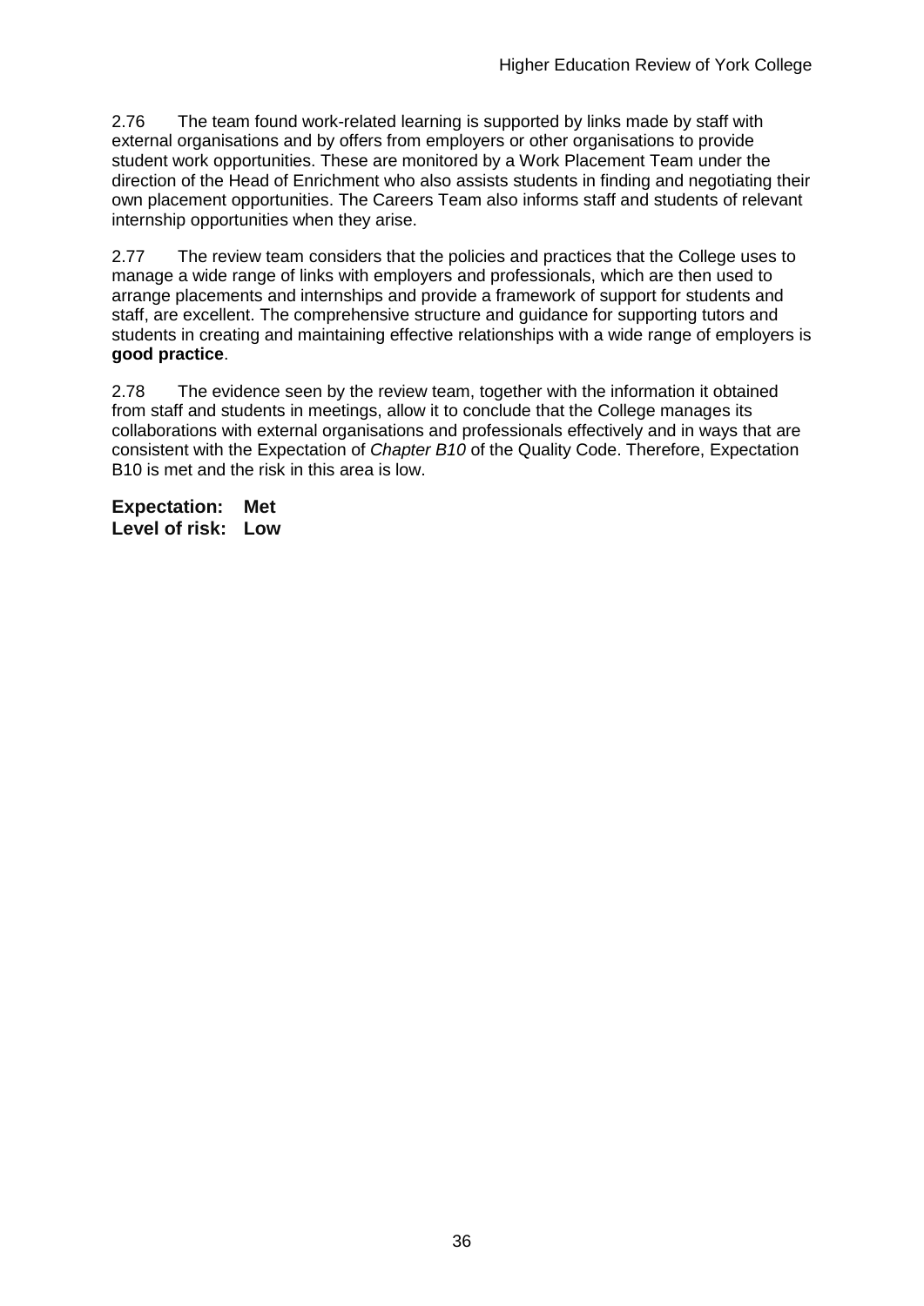2.76 The team found work-related learning is supported by links made by staff with external organisations and by offers from employers or other organisations to provide student work opportunities. These are monitored by a Work Placement Team under the direction of the Head of Enrichment who also assists students in finding and negotiating their own placement opportunities. The Careers Team also informs staff and students of relevant internship opportunities when they arise.

2.77 The review team considers that the policies and practices that the College uses to manage a wide range of links with employers and professionals, which are then used to arrange placements and internships and provide a framework of support for students and staff, are excellent. The comprehensive structure and guidance for supporting tutors and students in creating and maintaining effective relationships with a wide range of employers is **good practice**.

2.78 The evidence seen by the review team, together with the information it obtained from staff and students in meetings, allow it to conclude that the College manages its collaborations with external organisations and professionals effectively and in ways that are consistent with the Expectation of *Chapter B10* of the Quality Code. Therefore, Expectation B10 is met and the risk in this area is low.

**Expectation: Met**
**Level of risk: Low**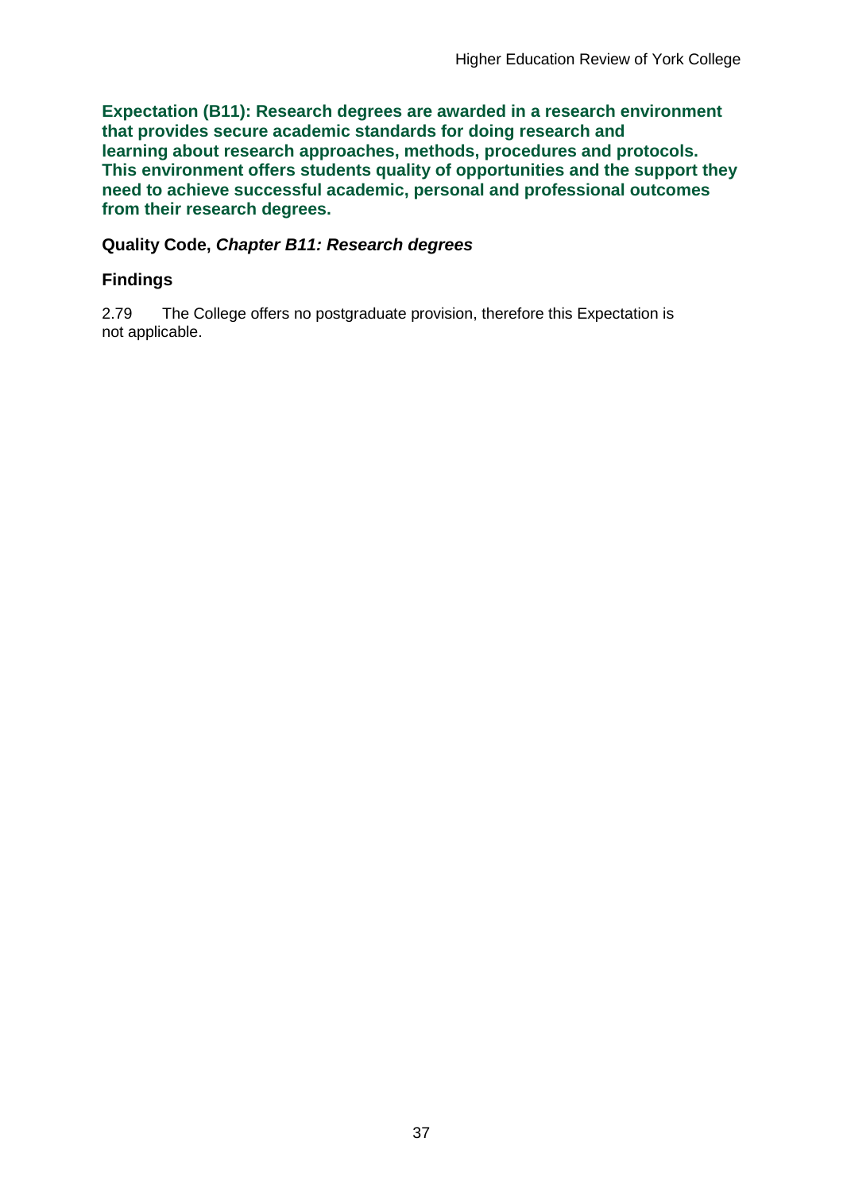**Expectation (B11): Research degrees are awarded in a research environment that provides secure academic standards for doing research and learning about research approaches, methods, procedures and protocols. This environment offers students quality of opportunities and the support they need to achieve successful academic, personal and professional outcomes from their research degrees.**

### Quality Code, *Chapter B11: Research degrees*

### Findings

2.79 The College offers no postgraduate provision, therefore this Expectation is not applicable.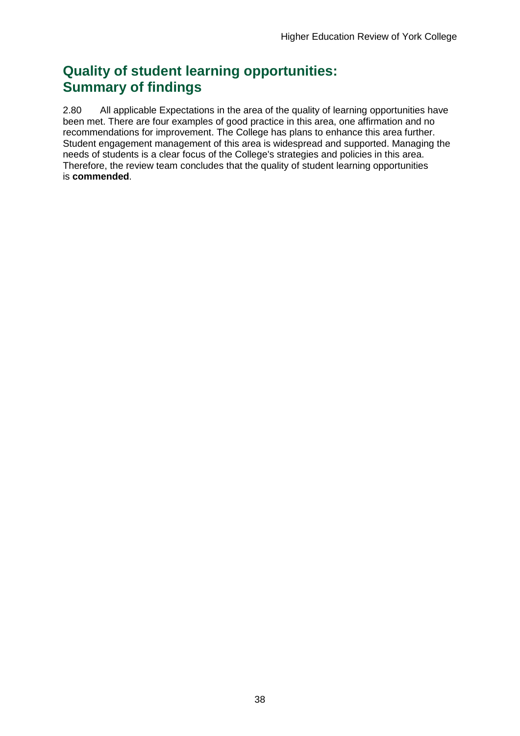## Quality of student learning opportunities: Summary of findings

2.80 All applicable Expectations in the area of the quality of learning opportunities have been met. There are four examples of good practice in this area, one affirmation and no recommendations for improvement. The College has plans to enhance this area further. Student engagement management of this area is widespread and supported. Managing the needs of students is a clear focus of the College's strategies and policies in this area. Therefore, the review team concludes that the quality of student learning opportunities is **commended**.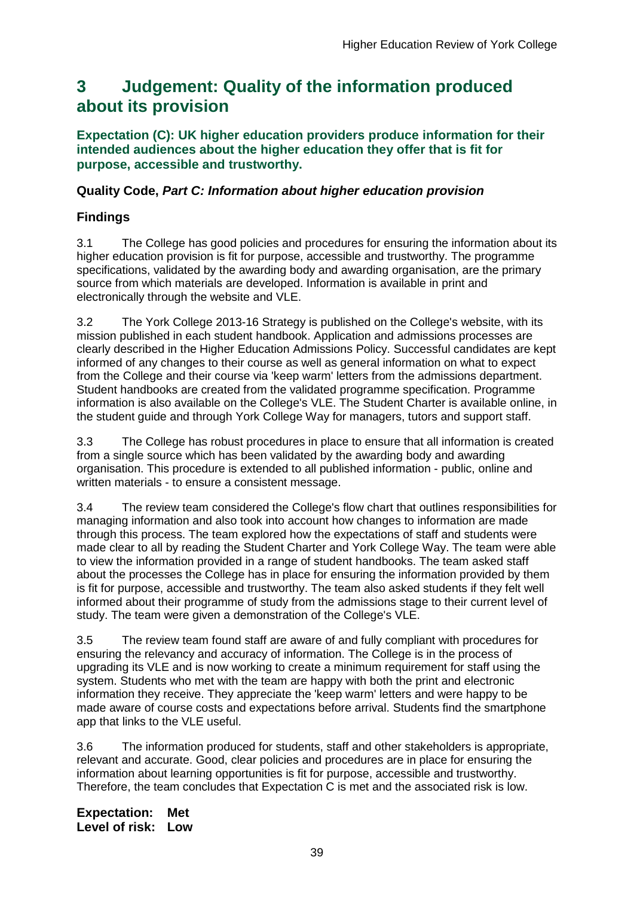## 3 Judgement: Quality of the information produced about its provision

**Expectation (C): UK higher education providers produce information for their intended audiences about the higher education they offer that is fit for purpose, accessible and trustworthy.**

### Quality Code, *Part C: Information about higher education provision*

### Findings

3.1 The College has good policies and procedures for ensuring the information about its higher education provision is fit for purpose, accessible and trustworthy. The programme specifications, validated by the awarding body and awarding organisation, are the primary source from which materials are developed. Information is available in print and electronically through the website and VLE.

3.2 The York College 2013-16 Strategy is published on the College's website, with its mission published in each student handbook. Application and admissions processes are clearly described in the Higher Education Admissions Policy. Successful candidates are kept informed of any changes to their course as well as general information on what to expect from the College and their course via 'keep warm' letters from the admissions department. Student handbooks are created from the validated programme specification. Programme information is also available on the College's VLE. The Student Charter is available online, in the student guide and through York College Way for managers, tutors and support staff.

3.3 The College has robust procedures in place to ensure that all information is created from a single source which has been validated by the awarding body and awarding organisation. This procedure is extended to all published information - public, online and written materials - to ensure a consistent message.

3.4 The review team considered the College's flow chart that outlines responsibilities for managing information and also took into account how changes to information are made through this process. The team explored how the expectations of staff and students were made clear to all by reading the Student Charter and York College Way. The team were able to view the information provided in a range of student handbooks. The team asked staff about the processes the College has in place for ensuring the information provided by them is fit for purpose, accessible and trustworthy. The team also asked students if they felt well informed about their programme of study from the admissions stage to their current level of study. The team were given a demonstration of the College's VLE.

3.5 The review team found staff are aware of and fully compliant with procedures for ensuring the relevancy and accuracy of information. The College is in the process of upgrading its VLE and is now working to create a minimum requirement for staff using the system. Students who met with the team are happy with both the print and electronic information they receive. They appreciate the 'keep warm' letters and were happy to be made aware of course costs and expectations before arrival. Students find the smartphone app that links to the VLE useful.

3.6 The information produced for students, staff and other stakeholders is appropriate, relevant and accurate. Good, clear policies and procedures are in place for ensuring the information about learning opportunities is fit for purpose, accessible and trustworthy. Therefore, the team concludes that Expectation C is met and the associated risk is low.

**Expectation: Met**
**Level of risk: Low**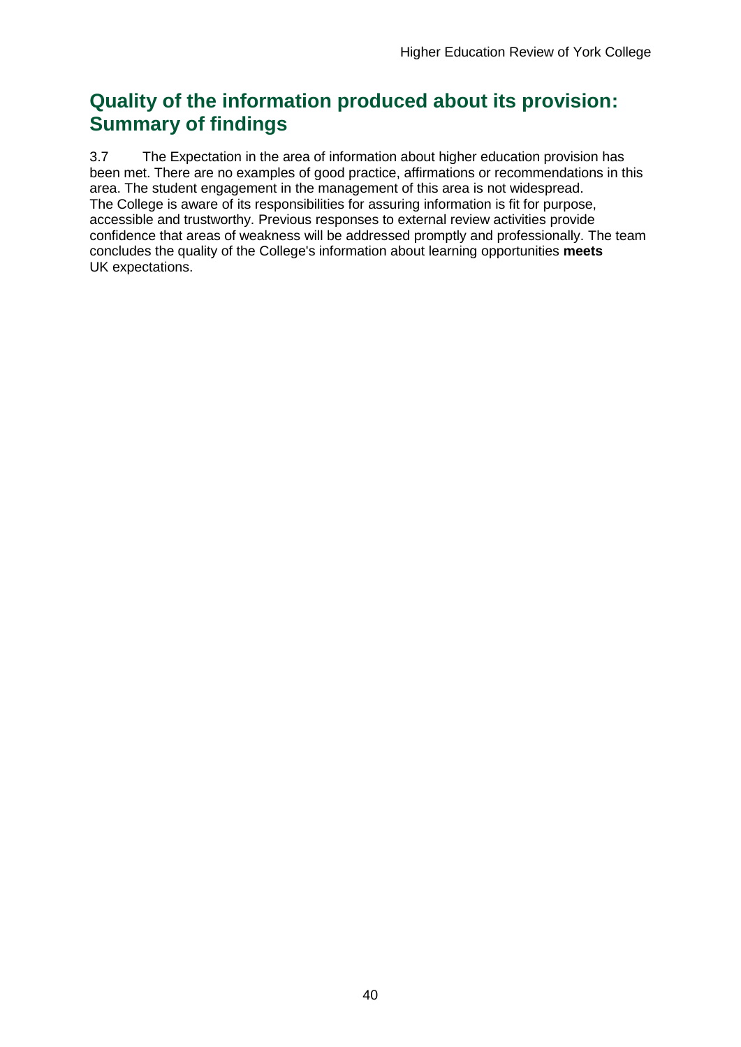## Quality of the information produced about its provision: Summary of findings

3.7 The Expectation in the area of information about higher education provision has been met. There are no examples of good practice, affirmations or recommendations in this area. The student engagement in the management of this area is not widespread. The College is aware of its responsibilities for assuring information is fit for purpose, accessible and trustworthy. Previous responses to external review activities provide confidence that areas of weakness will be addressed promptly and professionally. The team concludes the quality of the College's information about learning opportunities **meets** UK expectations.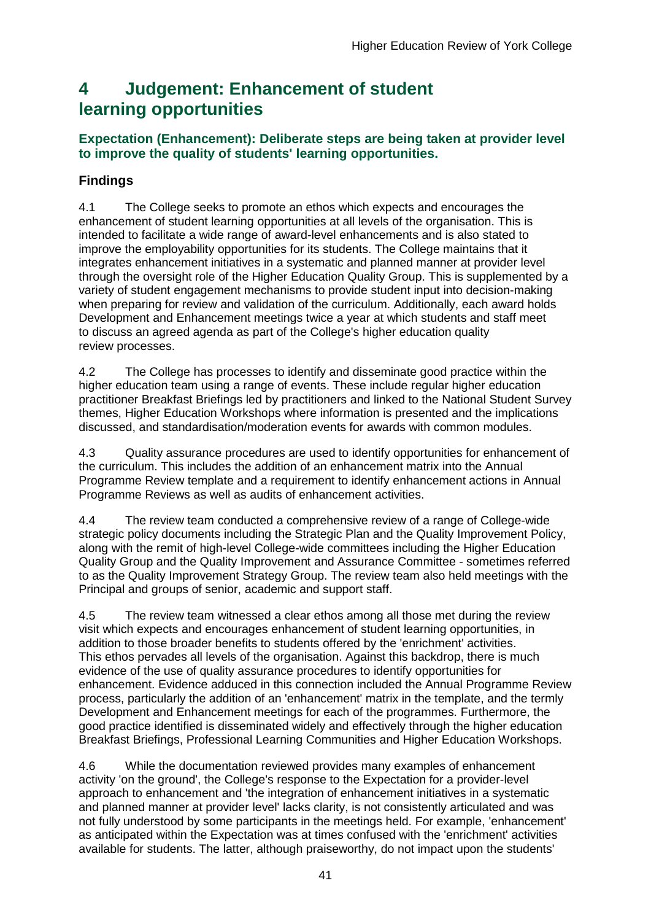# 4 Judgement: Enhancement of student learning opportunities

### Expectation (Enhancement): Deliberate steps are being taken at provider level to improve the quality of students' learning opportunities.

### Findings

4.1 The College seeks to promote an ethos which expects and encourages the enhancement of student learning opportunities at all levels of the organisation. This is intended to facilitate a wide range of award-level enhancements and is also stated to improve the employability opportunities for its students. The College maintains that it integrates enhancement initiatives in a systematic and planned manner at provider level through the oversight role of the Higher Education Quality Group. This is supplemented by a variety of student engagement mechanisms to provide student input into decision-making when preparing for review and validation of the curriculum. Additionally, each award holds Development and Enhancement meetings twice a year at which students and staff meet to discuss an agreed agenda as part of the College's higher education quality review processes.

4.2 The College has processes to identify and disseminate good practice within the higher education team using a range of events. These include regular higher education practitioner Breakfast Briefings led by practitioners and linked to the National Student Survey themes, Higher Education Workshops where information is presented and the implications discussed, and standardisation/moderation events for awards with common modules.

4.3 Quality assurance procedures are used to identify opportunities for enhancement of the curriculum. This includes the addition of an enhancement matrix into the Annual Programme Review template and a requirement to identify enhancement actions in Annual Programme Reviews as well as audits of enhancement activities.

4.4 The review team conducted a comprehensive review of a range of College-wide strategic policy documents including the Strategic Plan and the Quality Improvement Policy, along with the remit of high-level College-wide committees including the Higher Education Quality Group and the Quality Improvement and Assurance Committee - sometimes referred to as the Quality Improvement Strategy Group. The review team also held meetings with the Principal and groups of senior, academic and support staff.

4.5 The review team witnessed a clear ethos among all those met during the review visit which expects and encourages enhancement of student learning opportunities, in addition to those broader benefits to students offered by the 'enrichment' activities. This ethos pervades all levels of the organisation. Against this backdrop, there is much evidence of the use of quality assurance procedures to identify opportunities for enhancement. Evidence adduced in this connection included the Annual Programme Review process, particularly the addition of an 'enhancement' matrix in the template, and the termly Development and Enhancement meetings for each of the programmes. Furthermore, the good practice identified is disseminated widely and effectively through the higher education Breakfast Briefings, Professional Learning Communities and Higher Education Workshops.

4.6 While the documentation reviewed provides many examples of enhancement activity 'on the ground', the College's response to the Expectation for a provider-level approach to enhancement and 'the integration of enhancement initiatives in a systematic and planned manner at provider level' lacks clarity, is not consistently articulated and was not fully understood by some participants in the meetings held. For example, 'enhancement' as anticipated within the Expectation was at times confused with the 'enrichment' activities available for students. The latter, although praiseworthy, do not impact upon the students'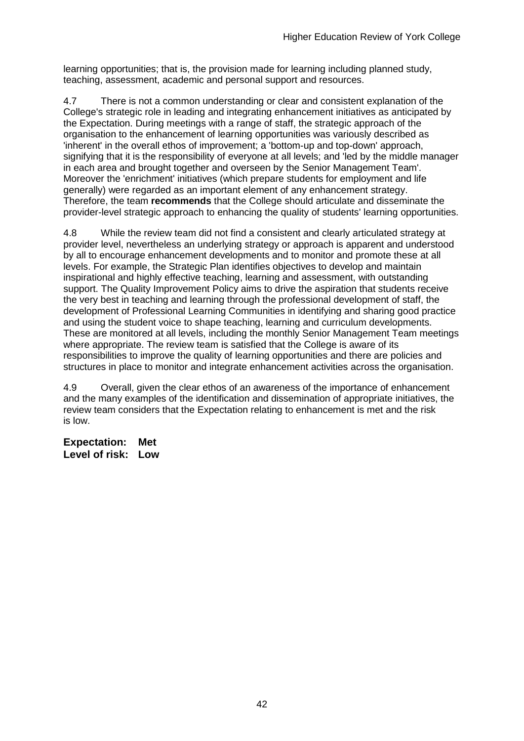learning opportunities; that is, the provision made for learning including planned study, teaching, assessment, academic and personal support and resources.

4.7 There is not a common understanding or clear and consistent explanation of the College's strategic role in leading and integrating enhancement initiatives as anticipated by the Expectation. During meetings with a range of staff, the strategic approach of the organisation to the enhancement of learning opportunities was variously described as 'inherent' in the overall ethos of improvement; a 'bottom-up and top-down' approach, signifying that it is the responsibility of everyone at all levels; and 'led by the middle manager in each area and brought together and overseen by the Senior Management Team'. Moreover the 'enrichment' initiatives (which prepare students for employment and life generally) were regarded as an important element of any enhancement strategy. Therefore, the team **recommends** that the College should articulate and disseminate the provider-level strategic approach to enhancing the quality of students' learning opportunities.

4.8 While the review team did not find a consistent and clearly articulated strategy at provider level, nevertheless an underlying strategy or approach is apparent and understood by all to encourage enhancement developments and to monitor and promote these at all levels. For example, the Strategic Plan identifies objectives to develop and maintain inspirational and highly effective teaching, learning and assessment, with outstanding support. The Quality Improvement Policy aims to drive the aspiration that students receive the very best in teaching and learning through the professional development of staff, the development of Professional Learning Communities in identifying and sharing good practice and using the student voice to shape teaching, learning and curriculum developments. These are monitored at all levels, including the monthly Senior Management Team meetings where appropriate. The review team is satisfied that the College is aware of its responsibilities to improve the quality of learning opportunities and there are policies and structures in place to monitor and integrate enhancement activities across the organisation.

4.9 Overall, given the clear ethos of an awareness of the importance of enhancement and the many examples of the identification and dissemination of appropriate initiatives, the review team considers that the Expectation relating to enhancement is met and the risk is low.

**Expectation: Met**
**Level of risk: Low**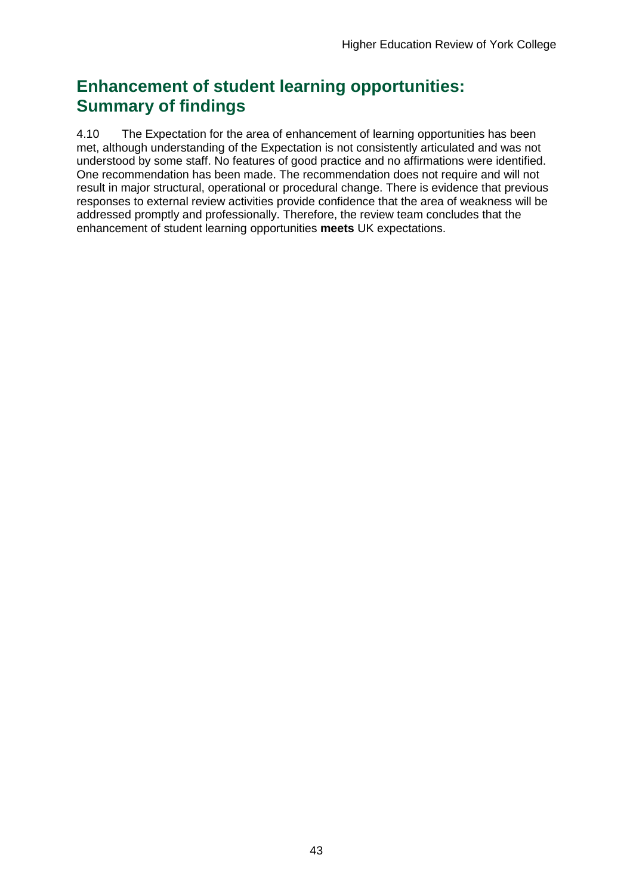## Enhancement of student learning opportunities: Summary of findings

4.10 The Expectation for the area of enhancement of learning opportunities has been met, although understanding of the Expectation is not consistently articulated and was not understood by some staff. No features of good practice and no affirmations were identified. One recommendation has been made. The recommendation does not require and will not result in major structural, operational or procedural change. There is evidence that previous responses to external review activities provide confidence that the area of weakness will be addressed promptly and professionally. Therefore, the review team concludes that the enhancement of student learning opportunities **meets** UK expectations.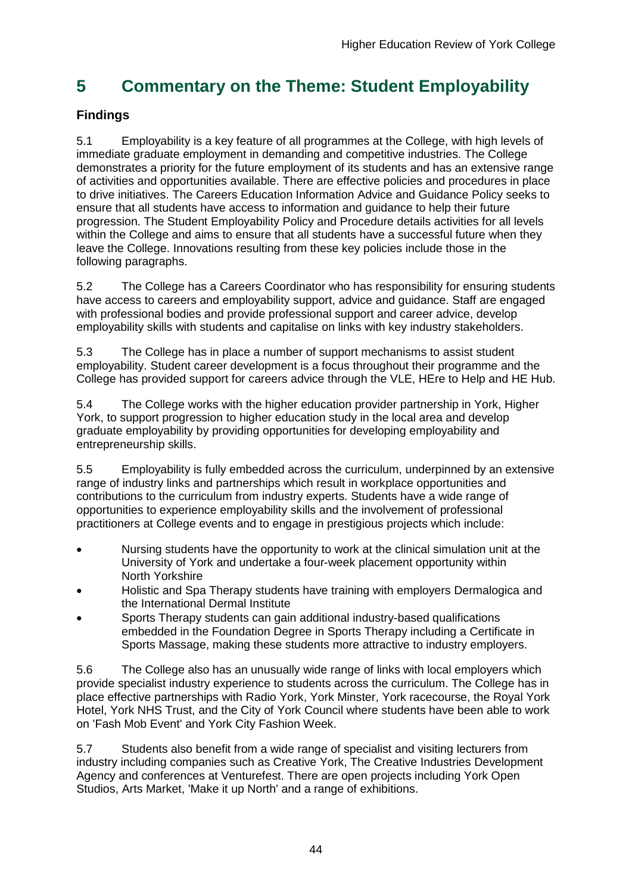# 5 Commentary on the Theme: Student Employability

### Findings

5.1 Employability is a key feature of all programmes at the College, with high levels of immediate graduate employment in demanding and competitive industries. The College demonstrates a priority for the future employment of its students and has an extensive range of activities and opportunities available. There are effective policies and procedures in place to drive initiatives. The Careers Education Information Advice and Guidance Policy seeks to ensure that all students have access to information and guidance to help their future progression. The Student Employability Policy and Procedure details activities for all levels within the College and aims to ensure that all students have a successful future when they leave the College. Innovations resulting from these key policies include those in the following paragraphs.

5.2 The College has a Careers Coordinator who has responsibility for ensuring students have access to careers and employability support, advice and guidance. Staff are engaged with professional bodies and provide professional support and career advice, develop employability skills with students and capitalise on links with key industry stakeholders.

5.3 The College has in place a number of support mechanisms to assist student employability. Student career development is a focus throughout their programme and the College has provided support for careers advice through the VLE, HEre to Help and HE Hub.

5.4 The College works with the higher education provider partnership in York, Higher York, to support progression to higher education study in the local area and develop graduate employability by providing opportunities for developing employability and entrepreneurship skills.

5.5 Employability is fully embedded across the curriculum, underpinned by an extensive range of industry links and partnerships which result in workplace opportunities and contributions to the curriculum from industry experts. Students have a wide range of opportunities to experience employability skills and the involvement of professional practitioners at College events and to engage in prestigious projects which include:

- Nursing students have the opportunity to work at the clinical simulation unit at the University of York and undertake a four-week placement opportunity within North Yorkshire
- Holistic and Spa Therapy students have training with employers Dermalogica and the International Dermal Institute
- Sports Therapy students can gain additional industry-based qualifications embedded in the Foundation Degree in Sports Therapy including a Certificate in Sports Massage, making these students more attractive to industry employers.

5.6 The College also has an unusually wide range of links with local employers which provide specialist industry experience to students across the curriculum. The College has in place effective partnerships with Radio York, York Minster, York racecourse, the Royal York Hotel, York NHS Trust, and the City of York Council where students have been able to work on 'Fash Mob Event' and York City Fashion Week.

5.7 Students also benefit from a wide range of specialist and visiting lecturers from industry including companies such as Creative York, The Creative Industries Development Agency and conferences at Venturefest. There are open projects including York Open Studios, Arts Market, 'Make it up North' and a range of exhibitions.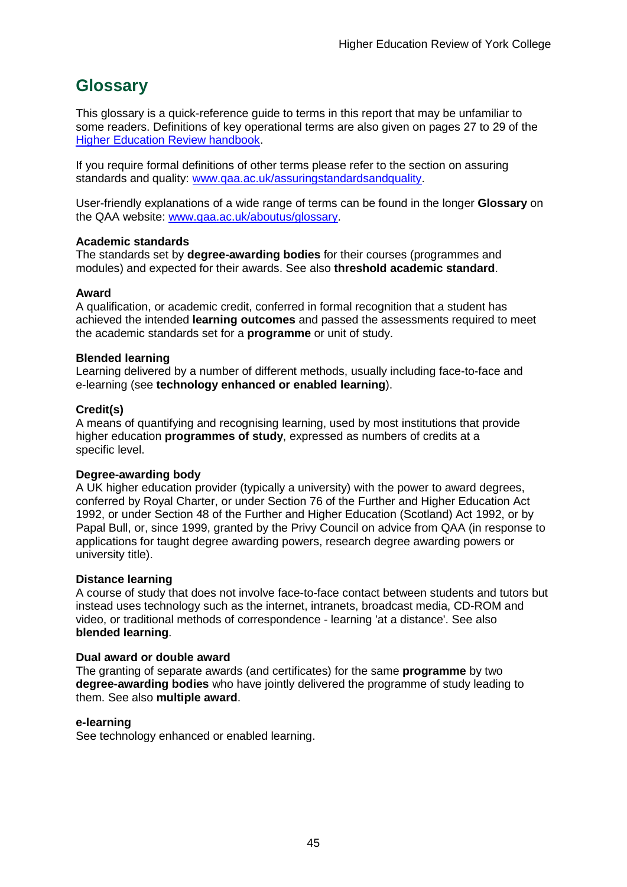# Glossary

This glossary is a quick-reference guide to terms in this report that may be unfamiliar to some readers. Definitions of key operational terms are also given on pages 27 to 29 of the [Higher Education Review handbook](Higher Education Review handbook).

If you require formal definitions of other terms please refer to the section on assuring standards and quality: [www.qaa.ac.uk/assuringstandardsandquality](www.qaa.ac.uk/assuringstandardsandquality).

User-friendly explanations of a wide range of terms can be found in the longer **Glossary** on the QAA website: [www.qaa.ac.uk/aboutus/glossary](www.qaa.ac.uk/aboutus/glossary).

**Academic standards**
The standards set by **degree-awarding bodies** for their courses (programmes and modules) and expected for their awards. See also **threshold academic standard**.

**Award**
A qualification, or academic credit, conferred in formal recognition that a student has achieved the intended **learning outcomes** and passed the assessments required to meet the academic standards set for a **programme** or unit of study.

**Blended learning**
Learning delivered by a number of different methods, usually including face-to-face and e-learning (see **technology enhanced or enabled learning**).

**Credit(s)**
A means of quantifying and recognising learning, used by most institutions that provide higher education **programmes of study**, expressed as numbers of credits at a specific level.

**Degree-awarding body**
A UK higher education provider (typically a university) with the power to award degrees, conferred by Royal Charter, or under Section 76 of the Further and Higher Education Act 1992, or under Section 48 of the Further and Higher Education (Scotland) Act 1992, or by Papal Bull, or, since 1999, granted by the Privy Council on advice from QAA (in response to applications for taught degree awarding powers, research degree awarding powers or university title).

**Distance learning**
A course of study that does not involve face-to-face contact between students and tutors but instead uses technology such as the internet, intranets, broadcast media, CD-ROM and video, or traditional methods of correspondence - learning 'at a distance'. See also **blended learning**.

**Dual award or double award**
The granting of separate awards (and certificates) for the same **programme** by two **degree-awarding bodies** who have jointly delivered the programme of study leading to them. See also **multiple award**.

**e-learning**
See technology enhanced or enabled learning.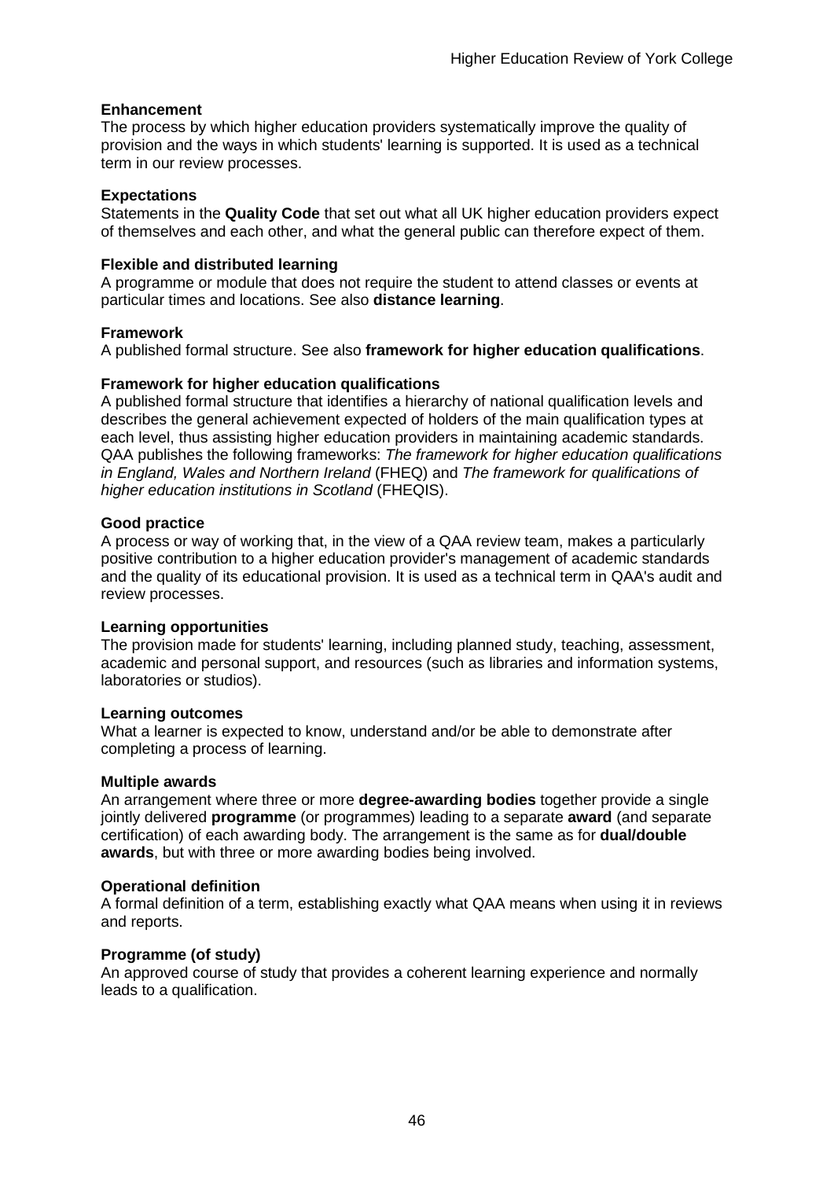**Enhancement**

The process by which higher education providers systematically improve the quality of provision and the ways in which students' learning is supported. It is used as a technical term in our review processes.

**Expectations**

Statements in the **Quality Code** that set out what all UK higher education providers expect of themselves and each other, and what the general public can therefore expect of them.

**Flexible and distributed learning**

A programme or module that does not require the student to attend classes or events at particular times and locations. See also **distance learning**.

**Framework**

A published formal structure. See also **framework for higher education qualifications**.

**Framework for higher education qualifications**

A published formal structure that identifies a hierarchy of national qualification levels and describes the general achievement expected of holders of the main qualification types at each level, thus assisting higher education providers in maintaining academic standards. QAA publishes the following frameworks: *The framework for higher education qualifications in England, Wales and Northern Ireland* (FHEQ) and *The framework for qualifications of higher education institutions in Scotland* (FHEQIS).

**Good practice**

A process or way of working that, in the view of a QAA review team, makes a particularly positive contribution to a higher education provider's management of academic standards and the quality of its educational provision. It is used as a technical term in QAA's audit and review processes.

**Learning opportunities**

The provision made for students' learning, including planned study, teaching, assessment, academic and personal support, and resources (such as libraries and information systems, laboratories or studios).

**Learning outcomes**

What a learner is expected to know, understand and/or be able to demonstrate after completing a process of learning.

**Multiple awards**

An arrangement where three or more **degree-awarding bodies** together provide a single jointly delivered **programme** (or programmes) leading to a separate **award** (and separate certification) of each awarding body. The arrangement is the same as for **dual/double awards**, but with three or more awarding bodies being involved.

**Operational definition**

A formal definition of a term, establishing exactly what QAA means when using it in reviews and reports.

**Programme (of study)**

An approved course of study that provides a coherent learning experience and normally leads to a qualification.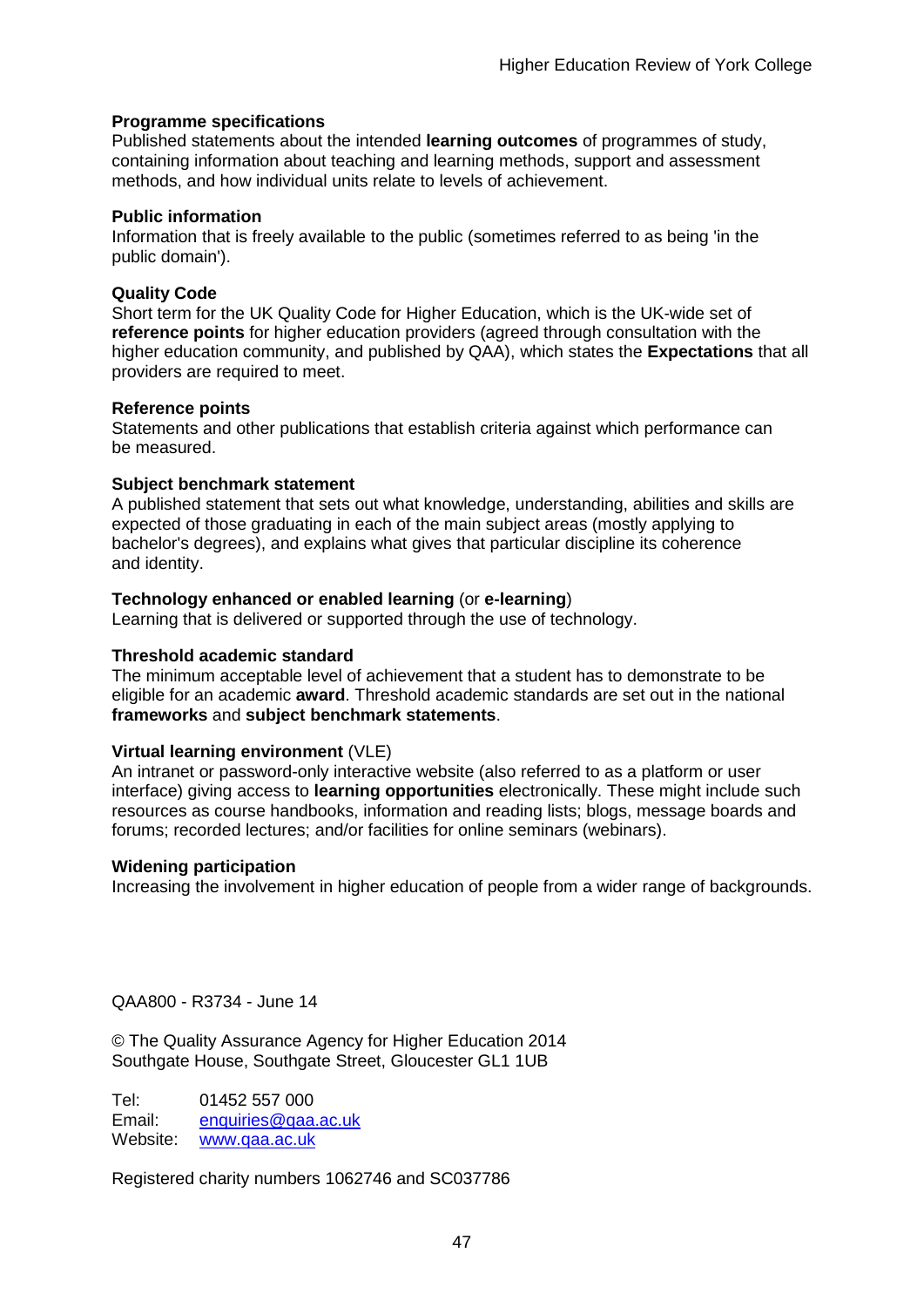**Programme specifications**
Published statements about the intended **learning outcomes** of programmes of study, containing information about teaching and learning methods, support and assessment methods, and how individual units relate to levels of achievement.

**Public information**
Information that is freely available to the public (sometimes referred to as being 'in the public domain').

**Quality Code**
Short term for the UK Quality Code for Higher Education, which is the UK-wide set of **reference points** for higher education providers (agreed through consultation with the higher education community, and published by QAA), which states the **Expectations** that all providers are required to meet.

**Reference points**
Statements and other publications that establish criteria against which performance can be measured.

**Subject benchmark statement**
A published statement that sets out what knowledge, understanding, abilities and skills are expected of those graduating in each of the main subject areas (mostly applying to bachelor's degrees), and explains what gives that particular discipline its coherence and identity.

**Technology enhanced or enabled learning** (or **e-learning**)
Learning that is delivered or supported through the use of technology.

**Threshold academic standard**
The minimum acceptable level of achievement that a student has to demonstrate to be eligible for an academic **award**. Threshold academic standards are set out in the national **frameworks** and **subject benchmark statements**.

**Virtual learning environment** (VLE)
An intranet or password-only interactive website (also referred to as a platform or user interface) giving access to **learning opportunities** electronically. These might include such resources as course handbooks, information and reading lists; blogs, message boards and forums; recorded lectures; and/or facilities for online seminars (webinars).

**Widening participation**
Increasing the involvement in higher education of people from a wider range of backgrounds.

QAA800 - R3734 - June 14

© The Quality Assurance Agency for Higher Education 2014
Southgate House, Southgate Street, Gloucester GL1 1UB

Tel: 01452 557 000
Email: enquiries@qaa.ac.uk
Website: www.qaa.ac.uk

Registered charity numbers 1062746 and SC037786